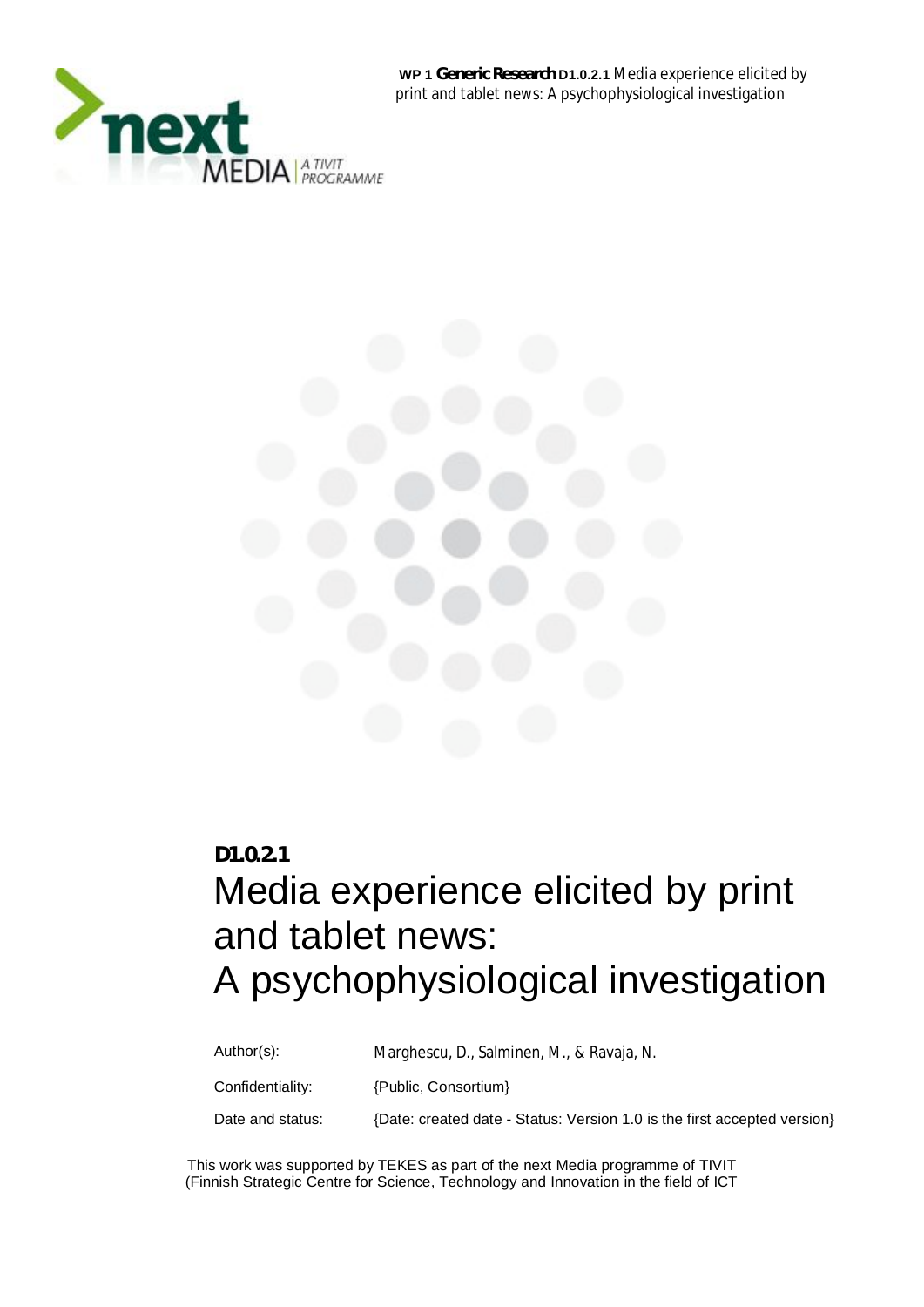**WP 1 Generic Research D1.0.2.1** Media experience elicited by print and tablet news: A psychophysiological investigation

**D1.0.2.1**

# Media experience elicited by print and tablet news: A psychophysiological investigation

| | |
|---|---|
| Author(s): | Marghescu, D., Salminen, M., & Ravaja, N. |
| Confidentiality: | {Public, Consortium} |
| Date and status: | {Date: created date - Status: Version 1.0 is the first accepted version} |

This work was supported by TEKES as part of the next Media programme of TIVIT (Finnish Strategic Centre for Science, Technology and Innovation in the field of ICT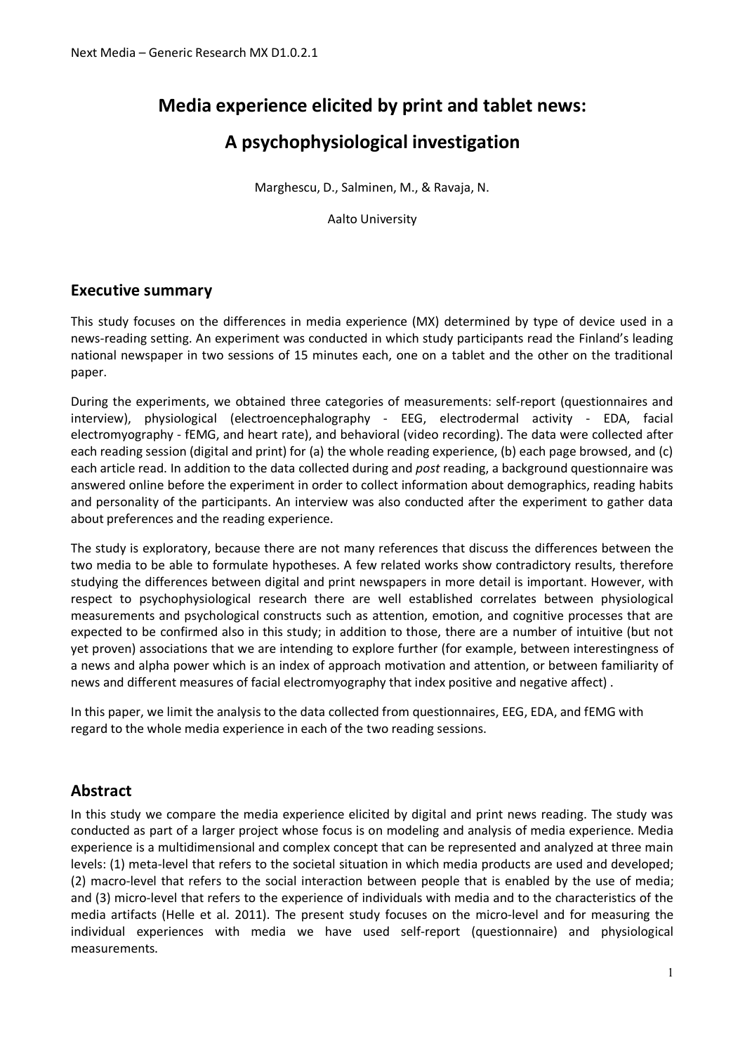# Media experience elicited by print and tablet news:

# A psychophysiological investigation

Marghescu, D., Salminen, M., & Ravaja, N.

Aalto University

## Executive summary

This study focuses on the differences in media experience (MX) determined by type of device used in a news-reading setting. An experiment was conducted in which study participants read the Finland's leading national newspaper in two sessions of 15 minutes each, one on a tablet and the other on the traditional paper.

During the experiments, we obtained three categories of measurements: self-report (questionnaires and interview), physiological (electroencephalography - EEG, electrodermal activity - EDA, facial electromyography - fEMG, and heart rate), and behavioral (video recording). The data were collected after each reading session (digital and print) for (a) the whole reading experience, (b) each page browsed, and (c) each article read. In addition to the data collected during and *post* reading, a background questionnaire was answered online before the experiment in order to collect information about demographics, reading habits and personality of the participants. An interview was also conducted after the experiment to gather data about preferences and the reading experience.

The study is exploratory, because there are not many references that discuss the differences between the two media to be able to formulate hypotheses. A few related works show contradictory results, therefore studying the differences between digital and print newspapers in more detail is important. However, with respect to psychophysiological research there are well established correlates between physiological measurements and psychological constructs such as attention, emotion, and cognitive processes that are expected to be confirmed also in this study; in addition to those, there are a number of intuitive (but not yet proven) associations that we are intending to explore further (for example, between interestingness of a news and alpha power which is an index of approach motivation and attention, or between familiarity of news and different measures of facial electromyography that index positive and negative affect) .

In this paper, we limit the analysis to the data collected from questionnaires, EEG, EDA, and fEMG with regard to the whole media experience in each of the two reading sessions.

## Abstract

In this study we compare the media experience elicited by digital and print news reading. The study was conducted as part of a larger project whose focus is on modeling and analysis of media experience. Media experience is a multidimensional and complex concept that can be represented and analyzed at three main levels: (1) meta-level that refers to the societal situation in which media products are used and developed; (2) macro-level that refers to the social interaction between people that is enabled by the use of media; and (3) micro-level that refers to the experience of individuals with media and to the characteristics of the media artifacts (Helle et al. 2011). The present study focuses on the micro-level and for measuring the individual experiences with media we have used self-report (questionnaire) and physiological measurements.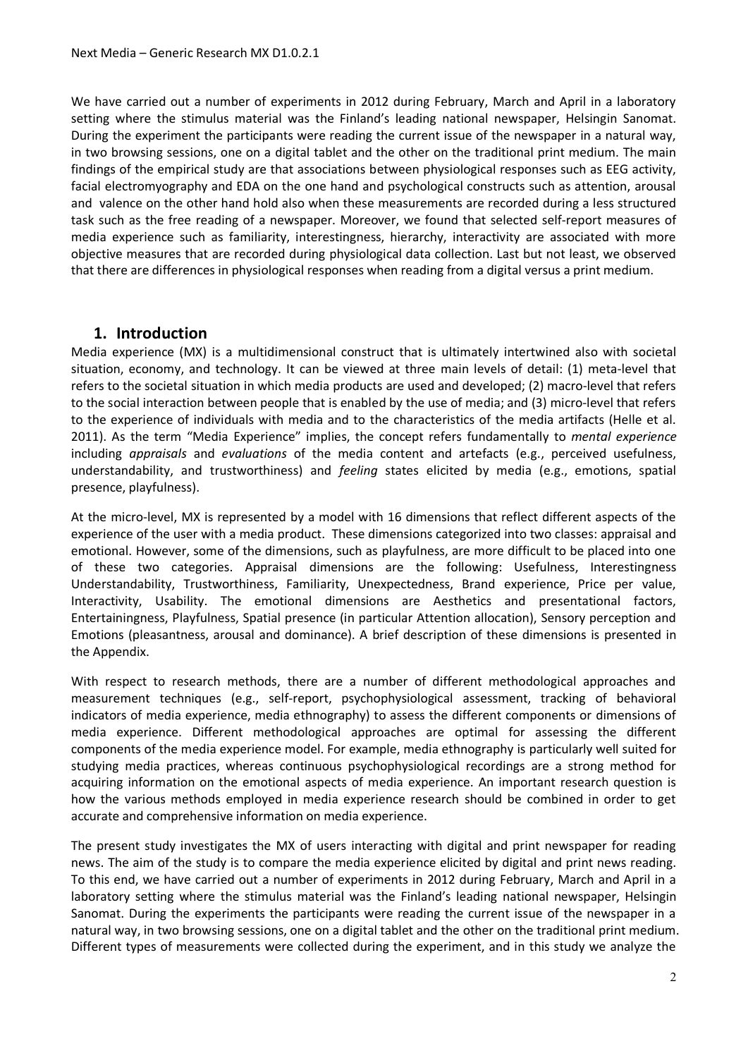We have carried out a number of experiments in 2012 during February, March and April in a laboratory setting where the stimulus material was the Finland's leading national newspaper, Helsingin Sanomat. During the experiment the participants were reading the current issue of the newspaper in a natural way, in two browsing sessions, one on a digital tablet and the other on the traditional print medium. The main findings of the empirical study are that associations between physiological responses such as EEG activity, facial electromyography and EDA on the one hand and psychological constructs such as attention, arousal and valence on the other hand hold also when these measurements are recorded during a less structured task such as the free reading of a newspaper. Moreover, we found that selected self-report measures of media experience such as familiarity, interestingness, hierarchy, interactivity are associated with more objective measures that are recorded during physiological data collection. Last but not least, we observed that there are differences in physiological responses when reading from a digital versus a print medium.

## 1. Introduction

Media experience (MX) is a multidimensional construct that is ultimately intertwined also with societal situation, economy, and technology. It can be viewed at three main levels of detail: (1) meta-level that refers to the societal situation in which media products are used and developed; (2) macro-level that refers to the social interaction between people that is enabled by the use of media; and (3) micro-level that refers to the experience of individuals with media and to the characteristics of the media artifacts (Helle et al. 2011). As the term "Media Experience" implies, the concept refers fundamentally to *mental experience* including *appraisals* and *evaluations* of the media content and artefacts (e.g., perceived usefulness, understandability, and trustworthiness) and *feeling* states elicited by media (e.g., emotions, spatial presence, playfulness).

At the micro-level, MX is represented by a model with 16 dimensions that reflect different aspects of the experience of the user with a media product. These dimensions categorized into two classes: appraisal and emotional. However, some of the dimensions, such as playfulness, are more difficult to be placed into one of these two categories. Appraisal dimensions are the following: Usefulness, Interestingness Understandability, Trustworthiness, Familiarity, Unexpectedness, Brand experience, Price per value, Interactivity, Usability. The emotional dimensions are Aesthetics and presentational factors, Entertainingness, Playfulness, Spatial presence (in particular Attention allocation), Sensory perception and Emotions (pleasantness, arousal and dominance). A brief description of these dimensions is presented in the Appendix.

With respect to research methods, there are a number of different methodological approaches and measurement techniques (e.g., self-report, psychophysiological assessment, tracking of behavioral indicators of media experience, media ethnography) to assess the different components or dimensions of media experience. Different methodological approaches are optimal for assessing the different components of the media experience model. For example, media ethnography is particularly well suited for studying media practices, whereas continuous psychophysiological recordings are a strong method for acquiring information on the emotional aspects of media experience. An important research question is how the various methods employed in media experience research should be combined in order to get accurate and comprehensive information on media experience.

The present study investigates the MX of users interacting with digital and print newspaper for reading news. The aim of the study is to compare the media experience elicited by digital and print news reading. To this end, we have carried out a number of experiments in 2012 during February, March and April in a laboratory setting where the stimulus material was the Finland's leading national newspaper, Helsingin Sanomat. During the experiments the participants were reading the current issue of the newspaper in a natural way, in two browsing sessions, one on a digital tablet and the other on the traditional print medium. Different types of measurements were collected during the experiment, and in this study we analyze the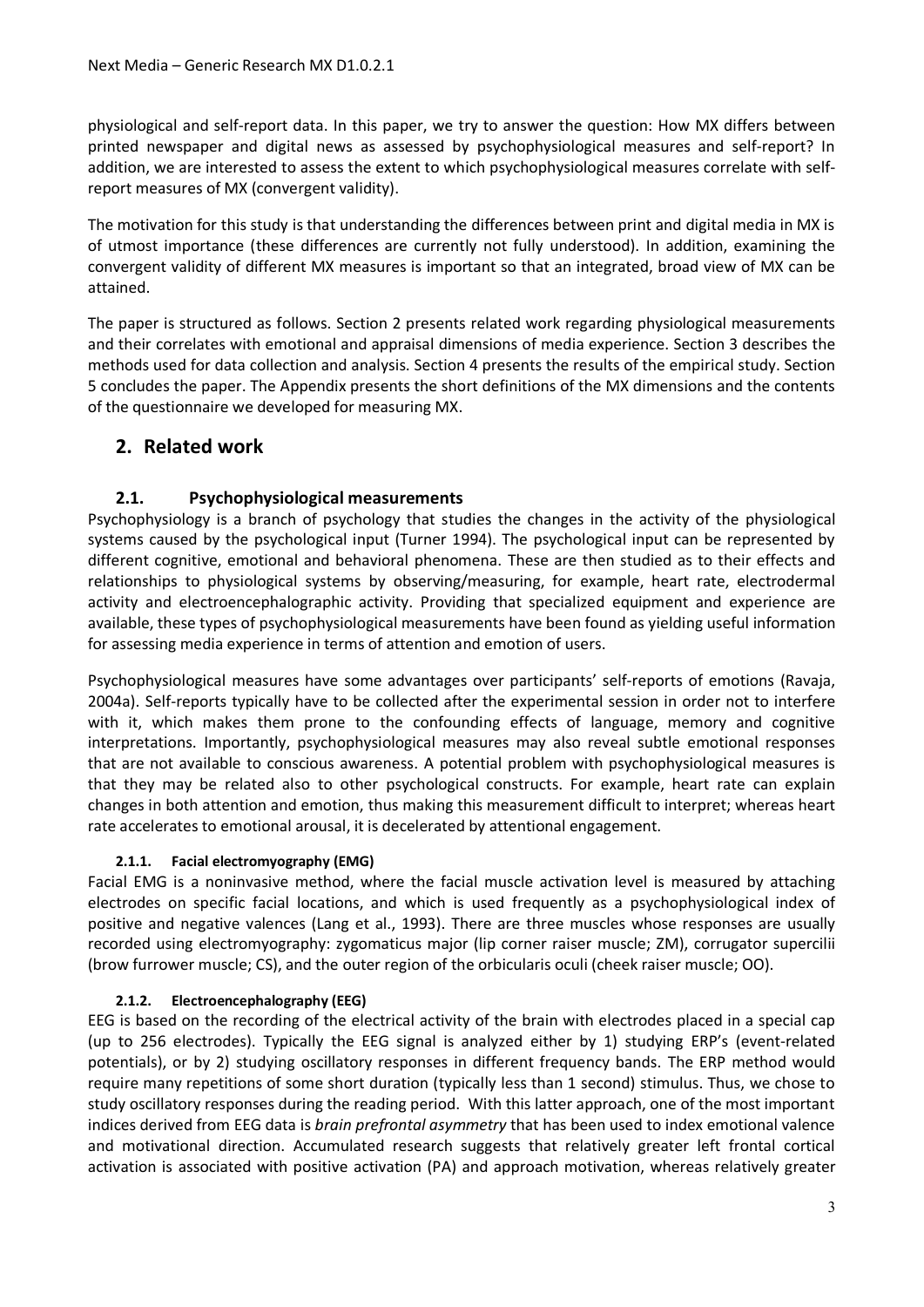physiological and self-report data. In this paper, we try to answer the question: How MX differs between printed newspaper and digital news as assessed by psychophysiological measures and self-report? In addition, we are interested to assess the extent to which psychophysiological measures correlate with self-report measures of MX (convergent validity).

The motivation for this study is that understanding the differences between print and digital media in MX is of utmost importance (these differences are currently not fully understood). In addition, examining the convergent validity of different MX measures is important so that an integrated, broad view of MX can be attained.

The paper is structured as follows. Section 2 presents related work regarding physiological measurements and their correlates with emotional and appraisal dimensions of media experience. Section 3 describes the methods used for data collection and analysis. Section 4 presents the results of the empirical study. Section 5 concludes the paper. The Appendix presents the short definitions of the MX dimensions and the contents of the questionnaire we developed for measuring MX.

## 2. Related work

### 2.1. Psychophysiological measurements

Psychophysiology is a branch of psychology that studies the changes in the activity of the physiological systems caused by the psychological input (Turner 1994). The psychological input can be represented by different cognitive, emotional and behavioral phenomena. These are then studied as to their effects and relationships to physiological systems by observing/measuring, for example, heart rate, electrodermal activity and electroencephalographic activity. Providing that specialized equipment and experience are available, these types of psychophysiological measurements have been found as yielding useful information for assessing media experience in terms of attention and emotion of users.

Psychophysiological measures have some advantages over participants' self-reports of emotions (Ravaja, 2004a). Self-reports typically have to be collected after the experimental session in order not to interfere with it, which makes them prone to the confounding effects of language, memory and cognitive interpretations. Importantly, psychophysiological measures may also reveal subtle emotional responses that are not available to conscious awareness. A potential problem with psychophysiological measures is that they may be related also to other psychological constructs. For example, heart rate can explain changes in both attention and emotion, thus making this measurement difficult to interpret; whereas heart rate accelerates to emotional arousal, it is decelerated by attentional engagement.

#### 2.1.1. Facial electromyography (EMG)

Facial EMG is a noninvasive method, where the facial muscle activation level is measured by attaching electrodes on specific facial locations, and which is used frequently as a psychophysiological index of positive and negative valences (Lang et al., 1993). There are three muscles whose responses are usually recorded using electromyography: zygomaticus major (lip corner raiser muscle; ZM), corrugator supercilii (brow furrower muscle; CS), and the outer region of the orbicularis oculi (cheek raiser muscle; OO).

#### 2.1.2. Electroencephalography (EEG)

EEG is based on the recording of the electrical activity of the brain with electrodes placed in a special cap (up to 256 electrodes). Typically the EEG signal is analyzed either by 1) studying ERP's (event-related potentials), or by 2) studying oscillatory responses in different frequency bands. The ERP method would require many repetitions of some short duration (typically less than 1 second) stimulus. Thus, we chose to study oscillatory responses during the reading period. With this latter approach, one of the most important indices derived from EEG data is *brain prefrontal asymmetry* that has been used to index emotional valence and motivational direction. Accumulated research suggests that relatively greater left frontal cortical activation is associated with positive activation (PA) and approach motivation, whereas relatively greater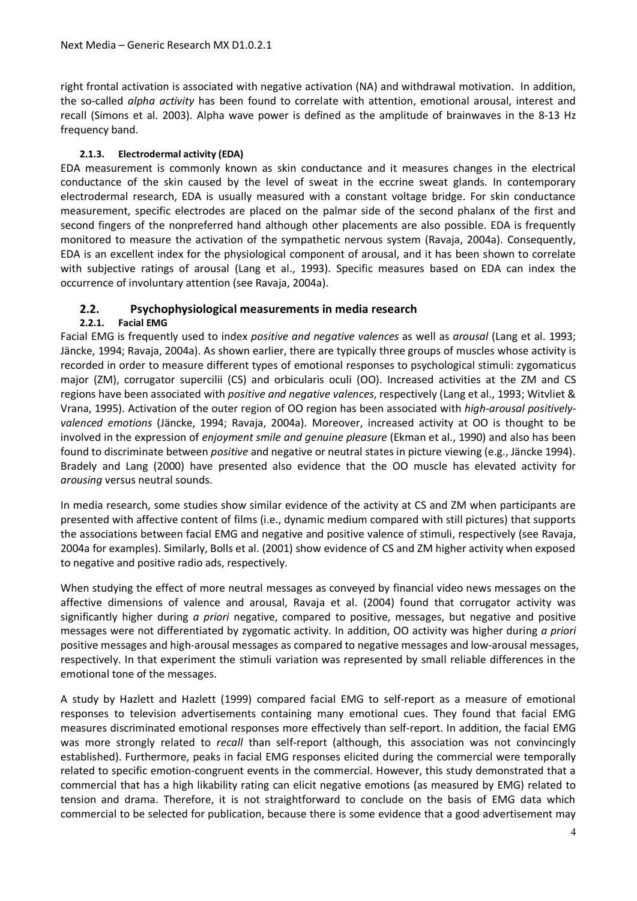right frontal activation is associated with negative activation (NA) and withdrawal motivation. In addition, the so-called *alpha activity* has been found to correlate with attention, emotional arousal, interest and recall (Simons et al. 2003). Alpha wave power is defined as the amplitude of brainwaves in the 8-13 Hz frequency band.

#### 2.1.3. Electrodermal activity (EDA)

EDA measurement is commonly known as skin conductance and it measures changes in the electrical conductance of the skin caused by the level of sweat in the eccrine sweat glands. In contemporary electrodermal research, EDA is usually measured with a constant voltage bridge. For skin conductance measurement, specific electrodes are placed on the palmar side of the second phalanx of the first and second fingers of the nonpreferred hand although other placements are also possible. EDA is frequently monitored to measure the activation of the sympathetic nervous system (Ravaja, 2004a). Consequently, EDA is an excellent index for the physiological component of arousal, and it has been shown to correlate with subjective ratings of arousal (Lang et al., 1993). Specific measures based on EDA can index the occurrence of involuntary attention (see Ravaja, 2004a).

## 2.2. Psychophysiological measurements in media research

#### 2.2.1. Facial EMG

Facial EMG is frequently used to index *positive and negative valences* as well as *arousal* (Lang et al. 1993; Jäncke, 1994; Ravaja, 2004a). As shown earlier, there are typically three groups of muscles whose activity is recorded in order to measure different types of emotional responses to psychological stimuli: zygomaticus major (ZM), corrugator supercilii (CS) and orbicularis oculi (OO). Increased activities at the ZM and CS regions have been associated with *positive and negative valences*, respectively (Lang et al., 1993; Witvliet & Vrana, 1995). Activation of the outer region of OO region has been associated with *high-arousal positively-valenced emotions* (Jäncke, 1994; Ravaja, 2004a). Moreover, increased activity at OO is thought to be involved in the expression of *enjoyment smile and genuine pleasure* (Ekman et al., 1990) and also has been found to discriminate between *positive* and negative or neutral states in picture viewing (e.g., Jäncke 1994). Bradely and Lang (2000) have presented also evidence that the OO muscle has elevated activity for *arousing* versus neutral sounds.

In media research, some studies show similar evidence of the activity at CS and ZM when participants are presented with affective content of films (i.e., dynamic medium compared with still pictures) that supports the associations between facial EMG and negative and positive valence of stimuli, respectively (see Ravaja, 2004a for examples). Similarly, Bolls et al. (2001) show evidence of CS and ZM higher activity when exposed to negative and positive radio ads, respectively.

When studying the effect of more neutral messages as conveyed by financial video news messages on the affective dimensions of valence and arousal, Ravaja et al. (2004) found that corrugator activity was significantly higher during *a priori* negative, compared to positive, messages, but negative and positive messages were not differentiated by zygomatic activity. In addition, OO activity was higher during *a priori* positive messages and high-arousal messages as compared to negative messages and low-arousal messages, respectively. In that experiment the stimuli variation was represented by small reliable differences in the emotional tone of the messages.

A study by Hazlett and Hazlett (1999) compared facial EMG to self-report as a measure of emotional responses to television advertisements containing many emotional cues. They found that facial EMG measures discriminated emotional responses more effectively than self-report. In addition, the facial EMG was more strongly related to *recall* than self-report (although, this association was not convincingly established). Furthermore, peaks in facial EMG responses elicited during the commercial were temporally related to specific emotion-congruent events in the commercial. However, this study demonstrated that a commercial that has a high likability rating can elicit negative emotions (as measured by EMG) related to tension and drama. Therefore, it is not straightforward to conclude on the basis of EMG data which commercial to be selected for publication, because there is some evidence that a good advertisement may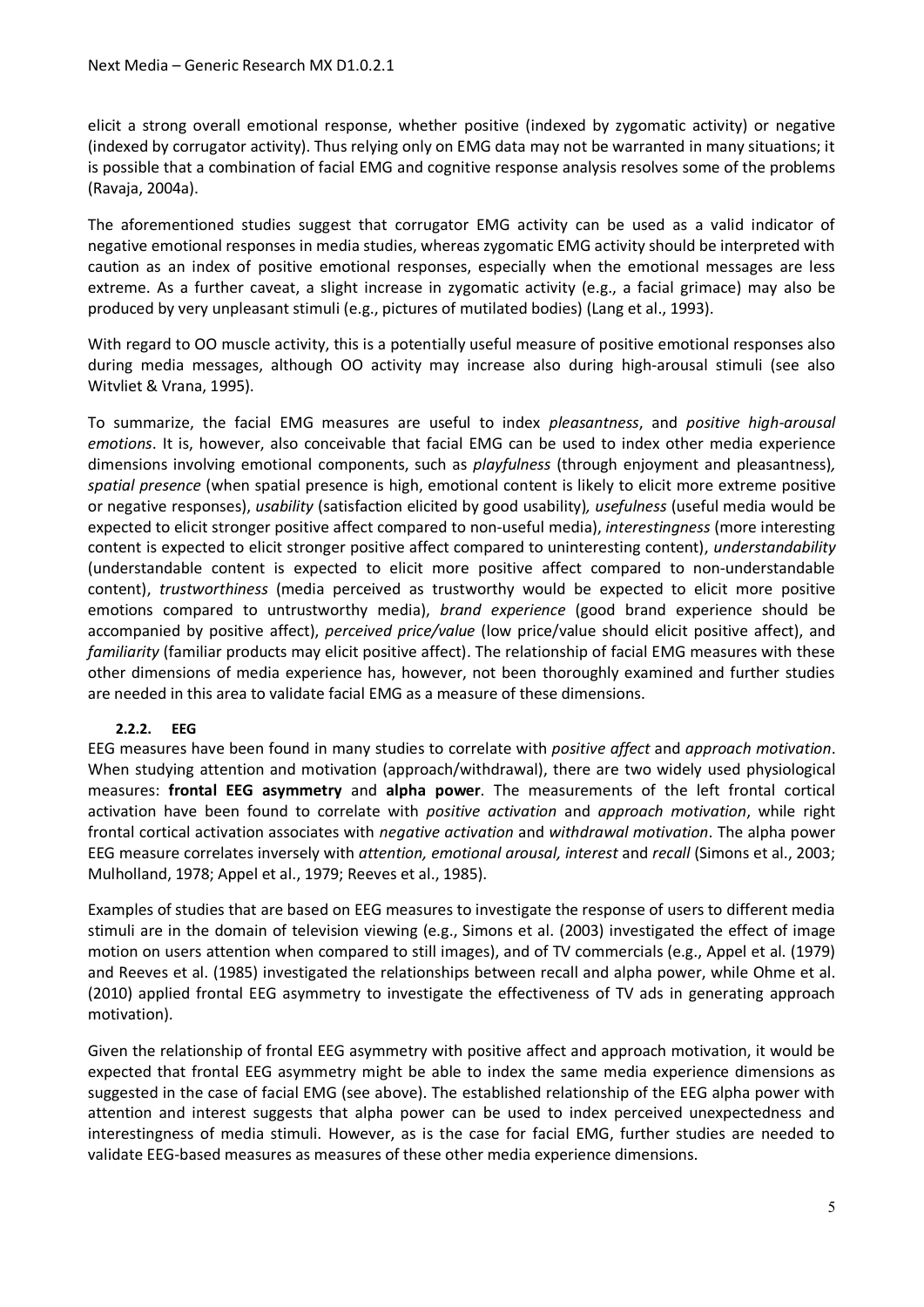elicit a strong overall emotional response, whether positive (indexed by zygomatic activity) or negative (indexed by corrugator activity). Thus relying only on EMG data may not be warranted in many situations; it is possible that a combination of facial EMG and cognitive response analysis resolves some of the problems (Ravaja, 2004a).

The aforementioned studies suggest that corrugator EMG activity can be used as a valid indicator of negative emotional responses in media studies, whereas zygomatic EMG activity should be interpreted with caution as an index of positive emotional responses, especially when the emotional messages are less extreme. As a further caveat, a slight increase in zygomatic activity (e.g., a facial grimace) may also be produced by very unpleasant stimuli (e.g., pictures of mutilated bodies) (Lang et al., 1993).

With regard to OO muscle activity, this is a potentially useful measure of positive emotional responses also during media messages, although OO activity may increase also during high-arousal stimuli (see also Witvliet & Vrana, 1995).

To summarize, the facial EMG measures are useful to index *pleasantness*, and *positive high-arousal emotions*. It is, however, also conceivable that facial EMG can be used to index other media experience dimensions involving emotional components, such as *playfulness* (through enjoyment and pleasantness), *spatial presence* (when spatial presence is high, emotional content is likely to elicit more extreme positive or negative responses), *usability* (satisfaction elicited by good usability), *usefulness* (useful media would be expected to elicit stronger positive affect compared to non-useful media), *interestingness* (more interesting content is expected to elicit stronger positive affect compared to uninteresting content), *understandability* (understandable content is expected to elicit more positive affect compared to non-understandable content), *trustworthiness* (media perceived as trustworthy would be expected to elicit more positive emotions compared to untrustworthy media), *brand experience* (good brand experience should be accompanied by positive affect), *perceived price/value* (low price/value should elicit positive affect), and *familiarity* (familiar products may elicit positive affect). The relationship of facial EMG measures with these other dimensions of media experience has, however, not been thoroughly examined and further studies are needed in this area to validate facial EMG as a measure of these dimensions.

### 2.2.2. EEG

EEG measures have been found in many studies to correlate with *positive affect* and *approach motivation*. When studying attention and motivation (approach/withdrawal), there are two widely used physiological measures: **frontal EEG asymmetry** and **alpha power**. The measurements of the left frontal cortical activation have been found to correlate with *positive activation* and *approach motivation*, while right frontal cortical activation associates with *negative activation* and *withdrawal motivation*. The alpha power EEG measure correlates inversely with *attention, emotional arousal, interest* and *recall* (Simons et al., 2003; Mulholland, 1978; Appel et al., 1979; Reeves et al., 1985).

Examples of studies that are based on EEG measures to investigate the response of users to different media stimuli are in the domain of television viewing (e.g., Simons et al. (2003) investigated the effect of image motion on users attention when compared to still images), and of TV commercials (e.g., Appel et al. (1979) and Reeves et al. (1985) investigated the relationships between recall and alpha power, while Ohme et al. (2010) applied frontal EEG asymmetry to investigate the effectiveness of TV ads in generating approach motivation).

Given the relationship of frontal EEG asymmetry with positive affect and approach motivation, it would be expected that frontal EEG asymmetry might be able to index the same media experience dimensions as suggested in the case of facial EMG (see above). The established relationship of the EEG alpha power with attention and interest suggests that alpha power can be used to index perceived unexpectedness and interestingness of media stimuli. However, as is the case for facial EMG, further studies are needed to validate EEG-based measures as measures of these other media experience dimensions.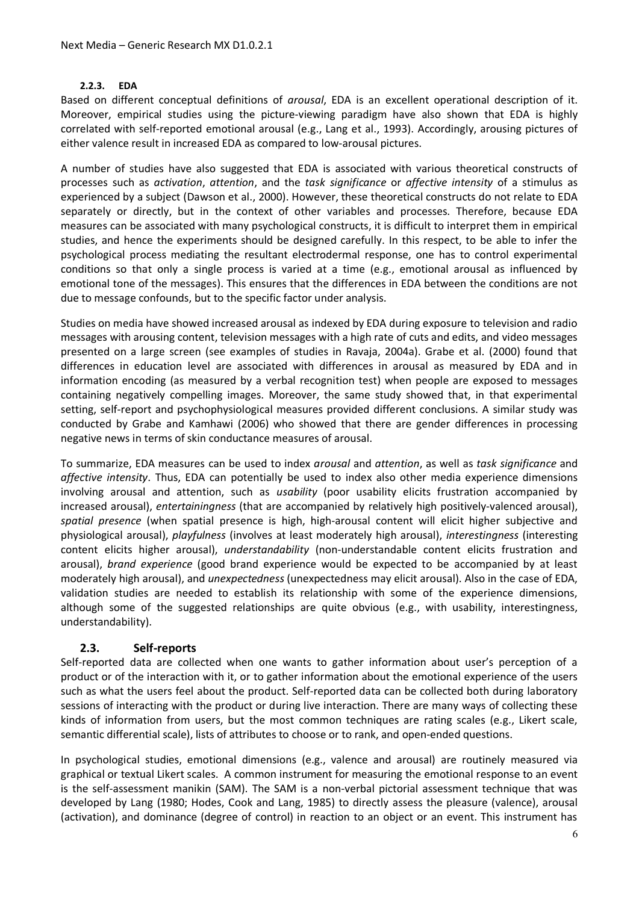#### 2.2.3. EDA

Based on different conceptual definitions of *arousal*, EDA is an excellent operational description of it. Moreover, empirical studies using the picture-viewing paradigm have also shown that EDA is highly correlated with self-reported emotional arousal (e.g., Lang et al., 1993). Accordingly, arousing pictures of either valence result in increased EDA as compared to low-arousal pictures.

A number of studies have also suggested that EDA is associated with various theoretical constructs of processes such as *activation*, *attention*, and the *task significance* or *affective intensity* of a stimulus as experienced by a subject (Dawson et al., 2000). However, these theoretical constructs do not relate to EDA separately or directly, but in the context of other variables and processes. Therefore, because EDA measures can be associated with many psychological constructs, it is difficult to interpret them in empirical studies, and hence the experiments should be designed carefully. In this respect, to be able to infer the psychological process mediating the resultant electrodermal response, one has to control experimental conditions so that only a single process is varied at a time (e.g., emotional arousal as influenced by emotional tone of the messages). This ensures that the differences in EDA between the conditions are not due to message confounds, but to the specific factor under analysis.

Studies on media have showed increased arousal as indexed by EDA during exposure to television and radio messages with arousing content, television messages with a high rate of cuts and edits, and video messages presented on a large screen (see examples of studies in Ravaja, 2004a). Grabe et al. (2000) found that differences in education level are associated with differences in arousal as measured by EDA and in information encoding (as measured by a verbal recognition test) when people are exposed to messages containing negatively compelling images. Moreover, the same study showed that, in that experimental setting, self-report and psychophysiological measures provided different conclusions. A similar study was conducted by Grabe and Kamhawi (2006) who showed that there are gender differences in processing negative news in terms of skin conductance measures of arousal.

To summarize, EDA measures can be used to index *arousal* and *attention*, as well as *task significance* and *affective intensity*. Thus, EDA can potentially be used to index also other media experience dimensions involving arousal and attention, such as *usability* (poor usability elicits frustration accompanied by increased arousal), *entertainingness* (that are accompanied by relatively high positively-valenced arousal), *spatial presence* (when spatial presence is high, high-arousal content will elicit higher subjective and physiological arousal), *playfulness* (involves at least moderately high arousal), *interestingness* (interesting content elicits higher arousal), *understandability* (non-understandable content elicits frustration and arousal), *brand experience* (good brand experience would be expected to be accompanied by at least moderately high arousal), and *unexpectedness* (unexpectedness may elicit arousal). Also in the case of EDA, validation studies are needed to establish its relationship with some of the experience dimensions, although some of the suggested relationships are quite obvious (e.g., with usability, interestingness, understandability).

### 2.3. Self-reports

Self-reported data are collected when one wants to gather information about user's perception of a product or of the interaction with it, or to gather information about the emotional experience of the users such as what the users feel about the product. Self-reported data can be collected both during laboratory sessions of interacting with the product or during live interaction. There are many ways of collecting these kinds of information from users, but the most common techniques are rating scales (e.g., Likert scale, semantic differential scale), lists of attributes to choose or to rank, and open-ended questions.

In psychological studies, emotional dimensions (e.g., valence and arousal) are routinely measured via graphical or textual Likert scales. A common instrument for measuring the emotional response to an event is the self-assessment manikin (SAM). The SAM is a non-verbal pictorial assessment technique that was developed by Lang (1980; Hodes, Cook and Lang, 1985) to directly assess the pleasure (valence), arousal (activation), and dominance (degree of control) in reaction to an object or an event. This instrument has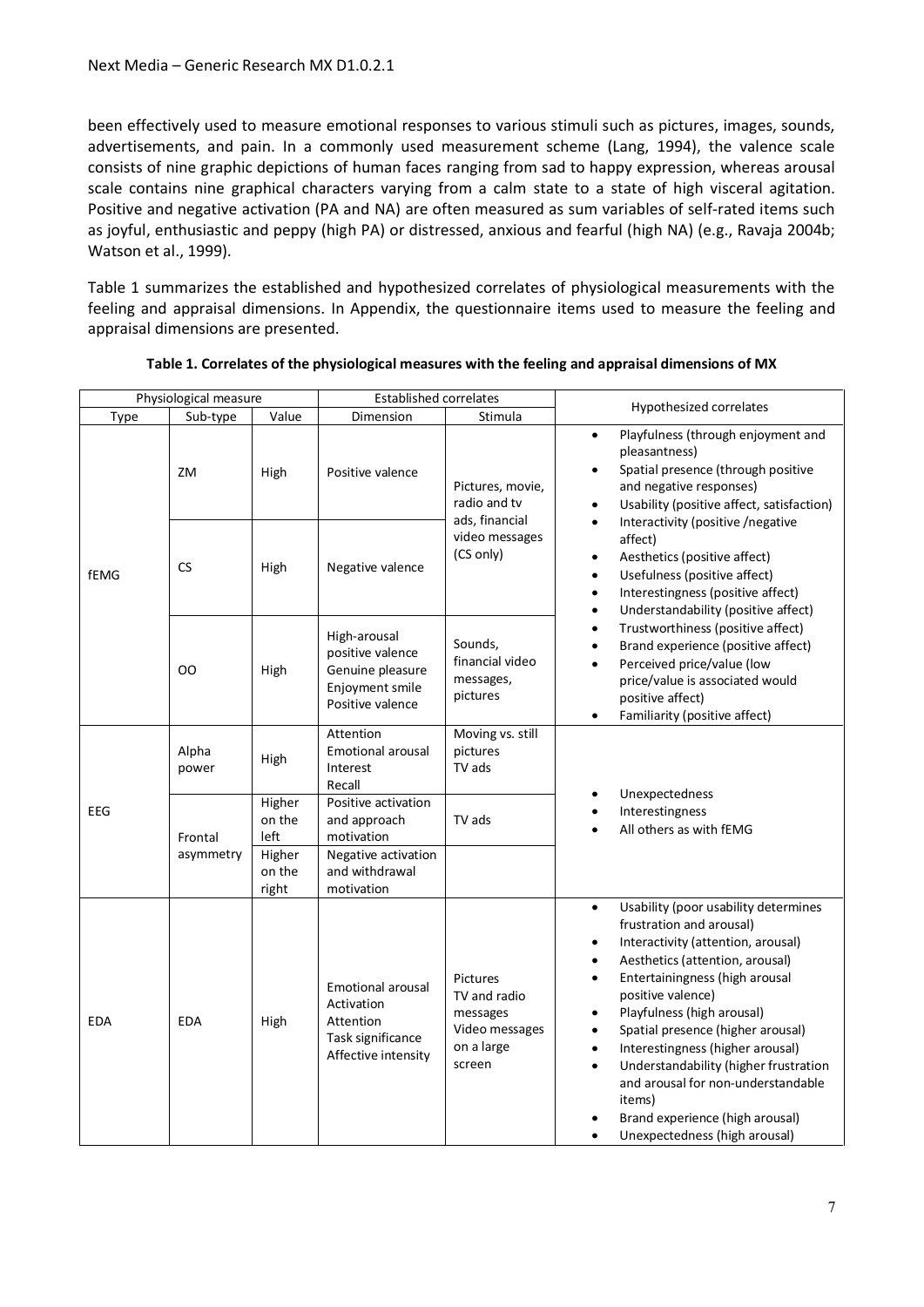been effectively used to measure emotional responses to various stimuli such as pictures, images, sounds, advertisements, and pain. In a commonly used measurement scheme (Lang, 1994), the valence scale consists of nine graphic depictions of human faces ranging from sad to happy expression, whereas arousal scale contains nine graphical characters varying from a calm state to a state of high visceral agitation. Positive and negative activation (PA and NA) are often measured as sum variables of self-rated items such as joyful, enthusiastic and peppy (high PA) or distressed, anxious and fearful (high NA) (e.g., Ravaja 2004b; Watson et al., 1999).

Table 1 summarizes the established and hypothesized correlates of physiological measurements with the feeling and appraisal dimensions. In Appendix, the questionnaire items used to measure the feeling and appraisal dimensions are presented.

**Table 1. Correlates of the physiological measures with the feeling and appraisal dimensions of MX**

| Physiological measure | | | Established correlates | | Hypothesized correlates |
|---|---|---|---|---|---|
| Type | Sub-type | Value | Dimension | Stimula | |
| fEMG | ZM | High | Positive valence | Pictures, movie, radio and tv ads, financial video messages (CS only) | • Playfulness (through enjoyment and pleasantness)<br>• Spatial presence (through positive and negative responses)<br>• Usability (positive affect, satisfaction)<br>• Interactivity (positive /negative affect)<br>• Aesthetics (positive affect)<br>• Usefulness (positive affect)<br>• Interestingness (positive affect)<br>• Understandability (positive affect)<br>• Trustworthiness (positive affect)<br>• Brand experience (positive affect)<br>• Perceived price/value (low price/value is associated would positive affect)<br>• Familiarity (positive affect) |
| | CS | High | Negative valence | | |
| | OO | High | High-arousal positive valence<br>Genuine pleasure<br>Enjoyment smile<br>Positive valence | Sounds, financial video messages, pictures | |
| EEG | Alpha power | High | Attention<br>Emotional arousal<br>Interest<br>Recall | Moving vs. still pictures<br>TV ads | • Unexpectedness<br>• Interestingness<br>• All others as with fEMG |
| | Frontal asymmetry | Higher on the left | Positive activation and approach motivation | TV ads | |
| | | Higher on the right | Negative activation and withdrawal motivation | | |
| EDA | EDA | High | Emotional arousal<br>Activation<br>Attention<br>Task significance<br>Affective intensity | Pictures<br>TV and radio messages<br>Video messages on a large screen | • Usability (poor usability determines frustration and arousal)<br>• Interactivity (attention, arousal)<br>• Aesthetics (attention, arousal)<br>• Entertainingness (high arousal positive valence)<br>• Playfulness (high arousal)<br>• Spatial presence (higher arousal)<br>• Interestingness (higher arousal)<br>• Understandability (higher frustration and arousal for non-understandable items)<br>• Brand experience (high arousal)<br>• Unexpectedness (high arousal) |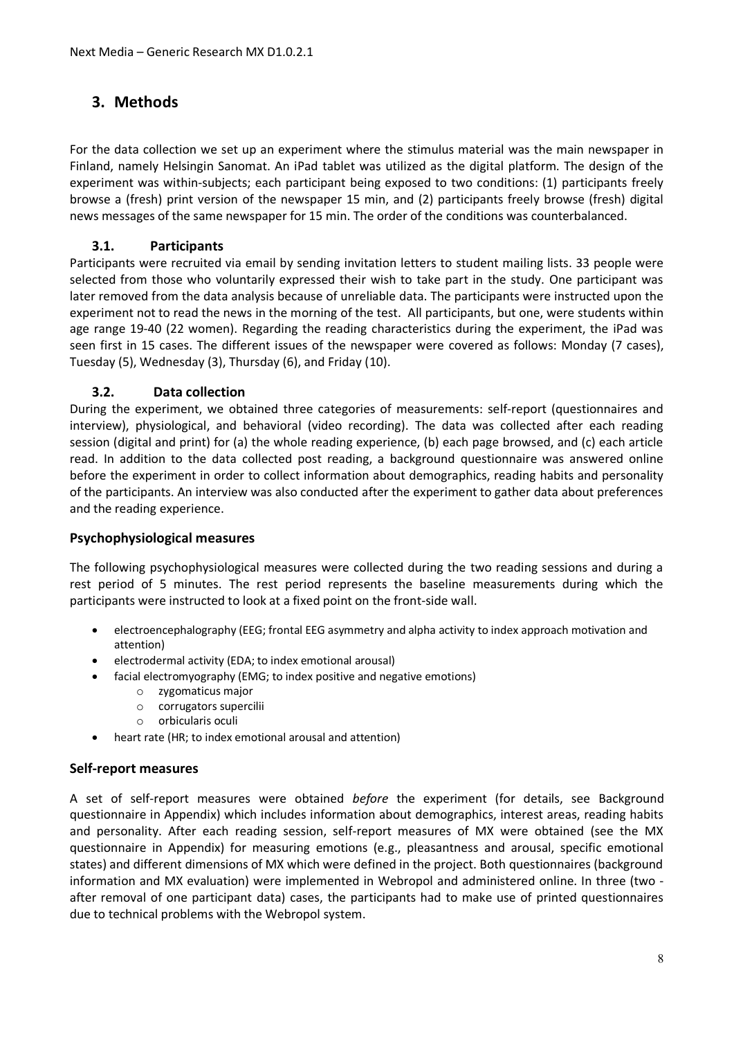# 3. Methods

For the data collection we set up an experiment where the stimulus material was the main newspaper in Finland, namely Helsingin Sanomat. An iPad tablet was utilized as the digital platform. The design of the experiment was within-subjects; each participant being exposed to two conditions: (1) participants freely browse a (fresh) print version of the newspaper 15 min, and (2) participants freely browse (fresh) digital news messages of the same newspaper for 15 min. The order of the conditions was counterbalanced.

## 3.1. Participants

Participants were recruited via email by sending invitation letters to student mailing lists. 33 people were selected from those who voluntarily expressed their wish to take part in the study. One participant was later removed from the data analysis because of unreliable data. The participants were instructed upon the experiment not to read the news in the morning of the test. All participants, but one, were students within age range 19-40 (22 women). Regarding the reading characteristics during the experiment, the iPad was seen first in 15 cases. The different issues of the newspaper were covered as follows: Monday (7 cases), Tuesday (5), Wednesday (3), Thursday (6), and Friday (10).

## 3.2. Data collection

During the experiment, we obtained three categories of measurements: self-report (questionnaires and interview), physiological, and behavioral (video recording). The data was collected after each reading session (digital and print) for (a) the whole reading experience, (b) each page browsed, and (c) each article read. In addition to the data collected post reading, a background questionnaire was answered online before the experiment in order to collect information about demographics, reading habits and personality of the participants. An interview was also conducted after the experiment to gather data about preferences and the reading experience.

### Psychophysiological measures

The following psychophysiological measures were collected during the two reading sessions and during a rest period of 5 minutes. The rest period represents the baseline measurements during which the participants were instructed to look at a fixed point on the front-side wall.

- electroencephalography (EEG; frontal EEG asymmetry and alpha activity to index approach motivation and attention)
- electrodermal activity (EDA; to index emotional arousal)
- facial electromyography (EMG; to index positive and negative emotions)
  - zygomaticus major
  - corrugators supercilii
  - orbicularis oculi
- heart rate (HR; to index emotional arousal and attention)

### Self-report measures

A set of self-report measures were obtained *before* the experiment (for details, see Background questionnaire in Appendix) which includes information about demographics, interest areas, reading habits and personality. After each reading session, self-report measures of MX were obtained (see the MX questionnaire in Appendix) for measuring emotions (e.g., pleasantness and arousal, specific emotional states) and different dimensions of MX which were defined in the project. Both questionnaires (background information and MX evaluation) were implemented in Webropol and administered online. In three (two - after removal of one participant data) cases, the participants had to make use of printed questionnaires due to technical problems with the Webropol system.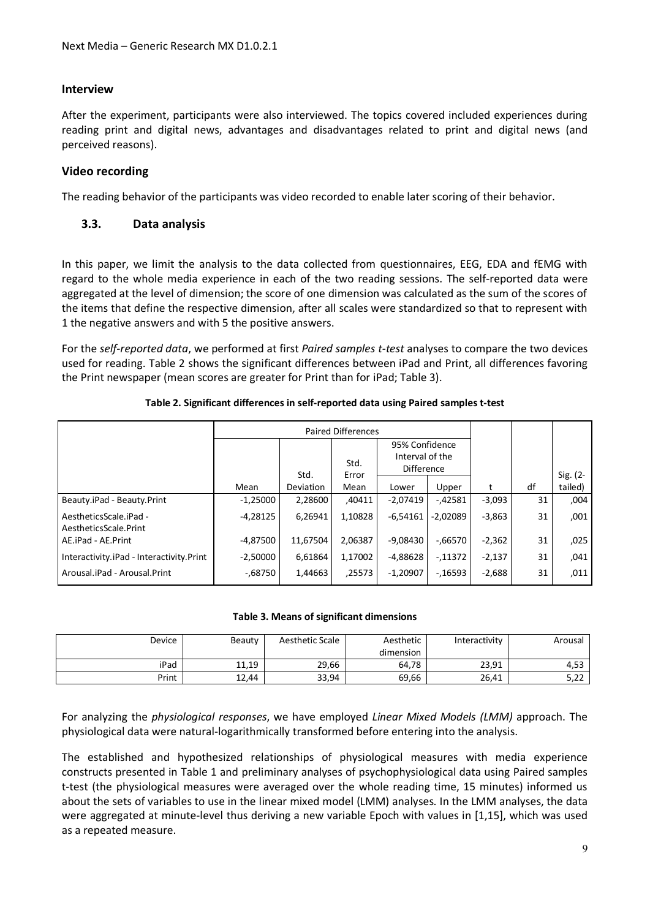### Interview

After the experiment, participants were also interviewed. The topics covered included experiences during reading print and digital news, advantages and disadvantages related to print and digital news (and perceived reasons).

### Video recording

The reading behavior of the participants was video recorded to enable later scoring of their behavior.

## 3.3. Data analysis

In this paper, we limit the analysis to the data collected from questionnaires, EEG, EDA and fEMG with regard to the whole media experience in each of the two reading sessions. The self-reported data were aggregated at the level of dimension; the score of one dimension was calculated as the sum of the scores of the items that define the respective dimension, after all scales were standardized so that to represent with 1 the negative answers and with 5 the positive answers.

For the *self-reported data*, we performed at first *Paired samples t-test* analyses to compare the two devices used for reading. Table 2 shows the significant differences between iPad and Print, all differences favoring the Print newspaper (mean scores are greater for Print than for iPad; Table 3).

**Table 2. Significant differences in self-reported data using Paired samples t-test**

| | Paired Differences | | | | | t | df | Sig. (2-tailed) |
|---|---|---|---|---|---|---|---|---|
| | Mean | Std. Deviation | Std. Error Mean | 95% Confidence Interval of the Difference Lower | 95% Confidence Interval of the Difference Upper | | | |
| Beauty.iPad - Beauty.Print | -1,25000 | 2,28600 | ,40411 | -2,07419 | -,42581 | -3,093 | 31 | ,004 |
| AestheticsScale.iPad - AestheticsScale.Print | -4,28125 | 6,26941 | 1,10828 | -6,54161 | -2,02089 | -3,863 | 31 | ,001 |
| AE.iPad - AE.Print | -4,87500 | 11,67504 | 2,06387 | -9,08430 | -,66570 | -2,362 | 31 | ,025 |
| Interactivity.iPad - Interactivity.Print | -2,50000 | 6,61864 | 1,17002 | -4,88628 | -,11372 | -2,137 | 31 | ,041 |
| Arousal.iPad - Arousal.Print | -,68750 | 1,44663 | ,25573 | -1,20907 | -,16593 | -2,688 | 31 | ,011 |

**Table 3. Means of significant dimensions**

| Device | Beauty | Aesthetic Scale | Aesthetic dimension | Interactivity | Arousal |
|---|---|---|---|---|---|
| iPad | 11,19 | 29,66 | 64,78 | 23,91 | 4,53 |
| Print | 12,44 | 33,94 | 69,66 | 26,41 | 5,22 |

For analyzing the *physiological responses*, we have employed *Linear Mixed Models (LMM)* approach. The physiological data were natural-logarithmically transformed before entering into the analysis.

The established and hypothesized relationships of physiological measures with media experience constructs presented in Table 1 and preliminary analyses of psychophysiological data using Paired samples t-test (the physiological measures were averaged over the whole reading time, 15 minutes) informed us about the sets of variables to use in the linear mixed model (LMM) analyses. In the LMM analyses, the data were aggregated at minute-level thus deriving a new variable Epoch with values in [1,15], which was used as a repeated measure.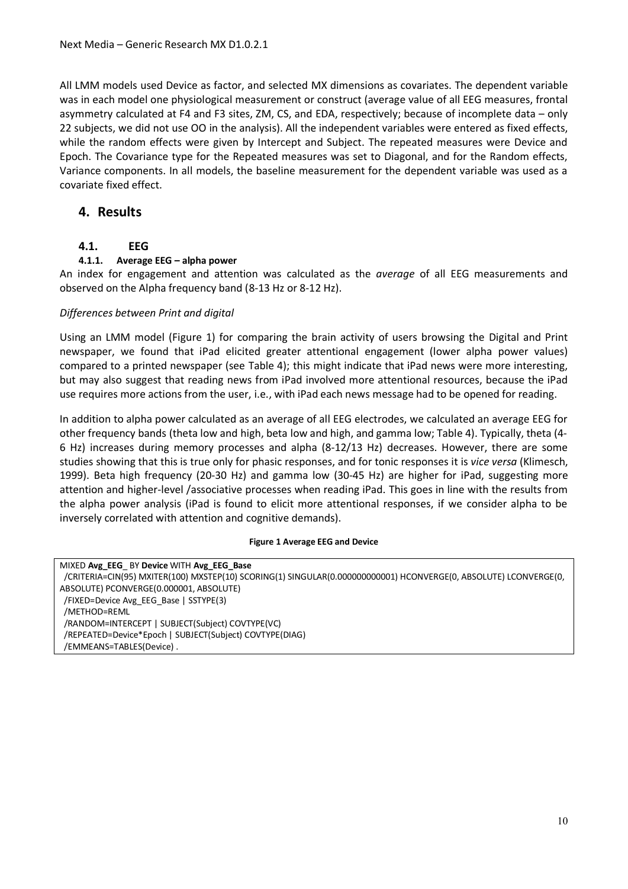All LMM models used Device as factor, and selected MX dimensions as covariates. The dependent variable was in each model one physiological measurement or construct (average value of all EEG measures, frontal asymmetry calculated at F4 and F3 sites, ZM, CS, and EDA, respectively; because of incomplete data – only 22 subjects, we did not use OO in the analysis). All the independent variables were entered as fixed effects, while the random effects were given by Intercept and Subject. The repeated measures were Device and Epoch. The Covariance type for the Repeated measures was set to Diagonal, and for the Random effects, Variance components. In all models, the baseline measurement for the dependent variable was used as a covariate fixed effect.

# 4. Results

## 4.1. EEG

### 4.1.1. Average EEG – alpha power

An index for engagement and attention was calculated as the *average* of all EEG measurements and observed on the Alpha frequency band (8-13 Hz or 8-12 Hz).

*Differences between Print and digital*

Using an LMM model (Figure 1) for comparing the brain activity of users browsing the Digital and Print newspaper, we found that iPad elicited greater attentional engagement (lower alpha power values) compared to a printed newspaper (see Table 4); this might indicate that iPad news were more interesting, but may also suggest that reading news from iPad involved more attentional resources, because the iPad use requires more actions from the user, i.e., with iPad each news message had to be opened for reading.

In addition to alpha power calculated as an average of all EEG electrodes, we calculated an average EEG for other frequency bands (theta low and high, beta low and high, and gamma low; Table 4). Typically, theta (4-6 Hz) increases during memory processes and alpha (8-12/13 Hz) decreases. However, there are some studies showing that this is true only for phasic responses, and for tonic responses it is *vice versa* (Klimesch, 1999). Beta high frequency (20-30 Hz) and gamma low (30-45 Hz) are higher for iPad, suggesting more attention and higher-level /associative processes when reading iPad. This goes in line with the results from the alpha power analysis (iPad is found to elicit more attentional responses, if we consider alpha to be inversely correlated with attention and cognitive demands).

**Figure 1 Average EEG and Device**

```
MIXED Avg_EEG_ BY Device WITH Avg_EEG_Base
 /CRITERIA=CIN(95) MXITER(100) MXSTEP(10) SCORING(1) SINGULAR(0.000000000001) HCONVERGE(0, ABSOLUTE) LCONVERGE(0, ABSOLUTE) PCONVERGE(0.000001, ABSOLUTE)
 /FIXED=Device Avg_EEG_Base | SSTYPE(3)
 /METHOD=REML
 /RANDOM=INTERCEPT | SUBJECT(Subject) COVTYPE(VC)
 /REPEATED=Device*Epoch | SUBJECT(Subject) COVTYPE(DIAG)
 /EMMEANS=TABLES(Device) .
```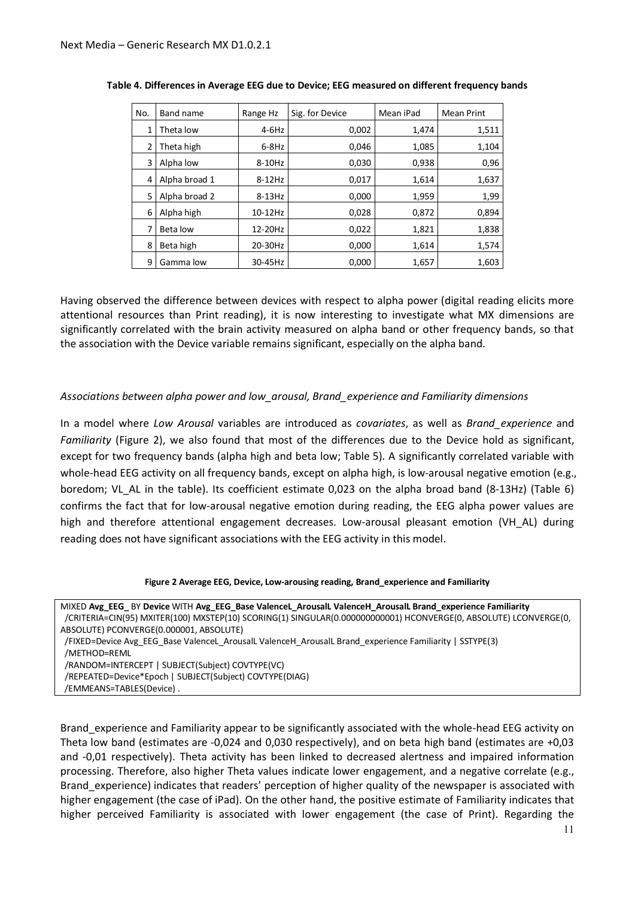**Table 4. Differences in Average EEG due to Device; EEG measured on different frequency bands**

| No. | Band name | Range Hz | Sig. for Device | Mean iPad | Mean Print |
|---|---|---|---|---|---|
| 1 | Theta low | 4-6Hz | 0,002 | 1,474 | 1,511 |
| 2 | Theta high | 6-8Hz | 0,046 | 1,085 | 1,104 |
| 3 | Alpha low | 8-10Hz | 0,030 | 0,938 | 0,96 |
| 4 | Alpha broad 1 | 8-12Hz | 0,017 | 1,614 | 1,637 |
| 5 | Alpha broad 2 | 8-13Hz | 0,000 | 1,959 | 1,99 |
| 6 | Alpha high | 10-12Hz | 0,028 | 0,872 | 0,894 |
| 7 | Beta low | 12-20Hz | 0,022 | 1,821 | 1,838 |
| 8 | Beta high | 20-30Hz | 0,000 | 1,614 | 1,574 |
| 9 | Gamma low | 30-45Hz | 0,000 | 1,657 | 1,603 |

Having observed the difference between devices with respect to alpha power (digital reading elicits more attentional resources than Print reading), it is now interesting to investigate what MX dimensions are significantly correlated with the brain activity measured on alpha band or other frequency bands, so that the association with the Device variable remains significant, especially on the alpha band.

*Associations between alpha power and low_arousal, Brand_experience and Familiarity dimensions*

In a model where *Low Arousal* variables are introduced as *covariates*, as well as *Brand_experience* and *Familiarity* (Figure 2), we also found that most of the differences due to the Device hold as significant, except for two frequency bands (alpha high and beta low; Table 5). A significantly correlated variable with whole-head EEG activity on all frequency bands, except on alpha high, is low-arousal negative emotion (e.g., boredom; VL_AL in the table). Its coefficient estimate 0,023 on the alpha broad band (8-13Hz) (Table 6) confirms the fact that for low-arousal negative emotion during reading, the EEG alpha power values are high and therefore attentional engagement decreases. Low-arousal pleasant emotion (VH_AL) during reading does not have significant associations with the EEG activity in this model.

**Figure 2 Average EEG, Device, Low-arousing reading, Brand_experience and Familiarity**

```
MIXED Avg_EEG_ BY Device WITH Avg_EEG_Base ValenceL_ArousalL ValenceH_ArousalL Brand_experience Familiarity
  /CRITERIA=CIN(95) MXITER(100) MXSTEP(10) SCORING(1) SINGULAR(0.000000000001) HCONVERGE(0, ABSOLUTE) LCONVERGE(0, ABSOLUTE) PCONVERGE(0.000001, ABSOLUTE)
  /FIXED=Device Avg_EEG_Base ValenceL_ArousalL ValenceH_ArousalL Brand_experience Familiarity | SSTYPE(3)
  /METHOD=REML
  /RANDOM=INTERCEPT | SUBJECT(Subject) COVTYPE(VC)
  /REPEATED=Device*Epoch | SUBJECT(Subject) COVTYPE(DIAG)
  /EMMEANS=TABLES(Device) .
```

Brand_experience and Familiarity appear to be significantly associated with the whole-head EEG activity on Theta low band (estimates are -0,024 and 0,030 respectively), and on beta high band (estimates are +0,03 and -0,01 respectively). Theta activity has been linked to decreased alertness and impaired information processing. Therefore, also higher Theta values indicate lower engagement, and a negative correlate (e.g., Brand_experience) indicates that readers' perception of higher quality of the newspaper is associated with higher engagement (the case of iPad). On the other hand, the positive estimate of Familiarity indicates that higher perceived Familiarity is associated with lower engagement (the case of Print). Regarding the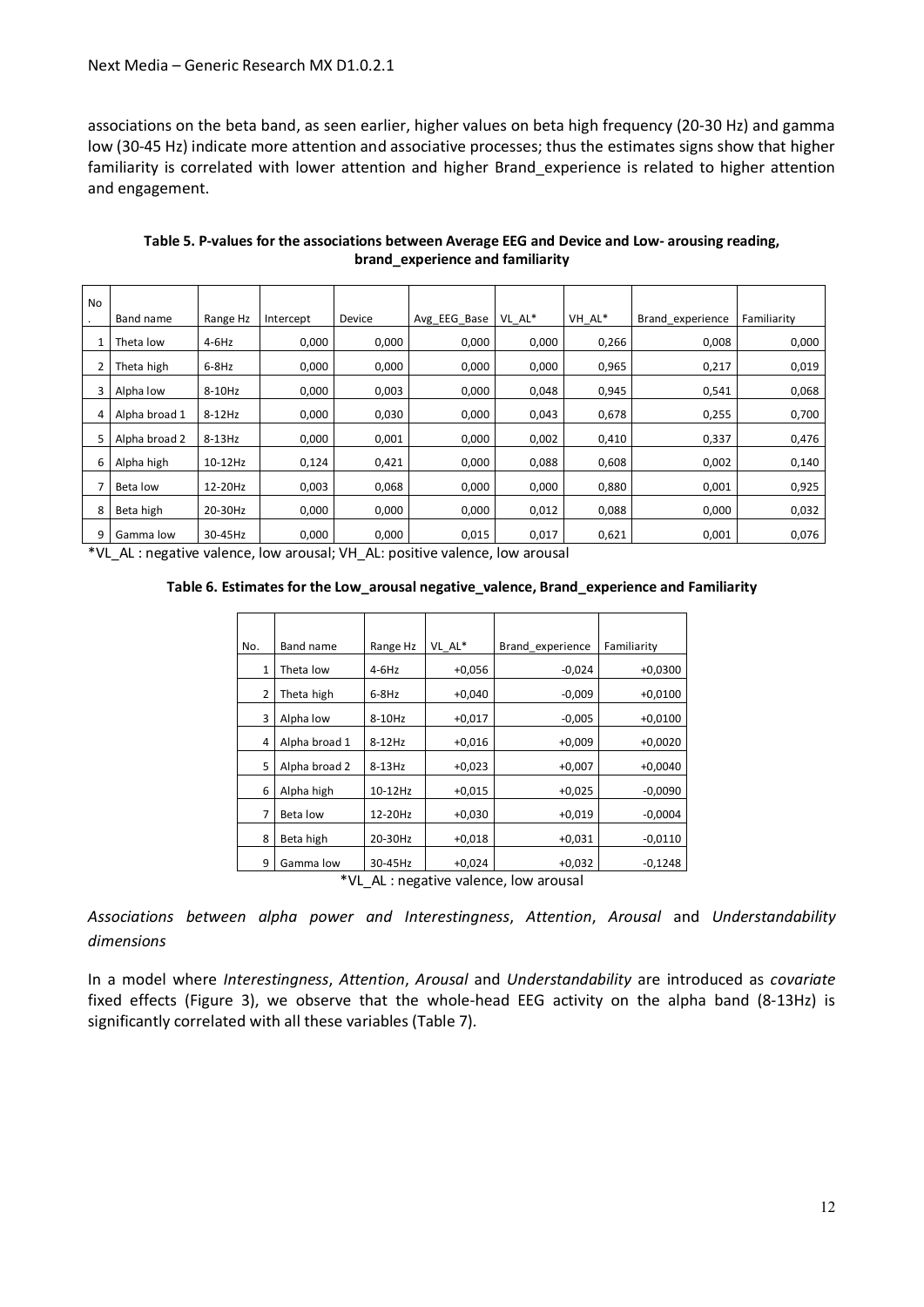associations on the beta band, as seen earlier, higher values on beta high frequency (20-30 Hz) and gamma low (30-45 Hz) indicate more attention and associative processes; thus the estimates signs show that higher familiarity is correlated with lower attention and higher Brand_experience is related to higher attention and engagement.

**Table 5. P-values for the associations between Average EEG and Device and Low- arousing reading, brand_experience and familiarity**

| No. | Band name | Range Hz | Intercept | Device | Avg_EEG_Base | VL_AL* | VH_AL* | Brand_experience | Familiarity |
|---|---|---|---|---|---|---|---|---|---|
| 1 | Theta low | 4-6Hz | 0,000 | 0,000 | 0,000 | 0,000 | 0,266 | 0,008 | 0,000 |
| 2 | Theta high | 6-8Hz | 0,000 | 0,000 | 0,000 | 0,000 | 0,965 | 0,217 | 0,019 |
| 3 | Alpha low | 8-10Hz | 0,000 | 0,003 | 0,000 | 0,048 | 0,945 | 0,541 | 0,068 |
| 4 | Alpha broad 1 | 8-12Hz | 0,000 | 0,030 | 0,000 | 0,043 | 0,678 | 0,255 | 0,700 |
| 5 | Alpha broad 2 | 8-13Hz | 0,000 | 0,001 | 0,000 | 0,002 | 0,410 | 0,337 | 0,476 |
| 6 | Alpha high | 10-12Hz | 0,124 | 0,421 | 0,000 | 0,088 | 0,608 | 0,002 | 0,140 |
| 7 | Beta low | 12-20Hz | 0,003 | 0,068 | 0,000 | 0,000 | 0,880 | 0,001 | 0,925 |
| 8 | Beta high | 20-30Hz | 0,000 | 0,000 | 0,000 | 0,012 | 0,088 | 0,000 | 0,032 |
| 9 | Gamma low | 30-45Hz | 0,000 | 0,000 | 0,015 | 0,017 | 0,621 | 0,001 | 0,076 |

*VL_AL : negative valence, low arousal; VH_AL: positive valence, low arousal

**Table 6. Estimates for the Low_arousal negative_valence, Brand_experience and Familiarity**

| No. | Band name | Range Hz | VL_AL* | Brand_experience | Familiarity |
|---|---|---|---|---|---|
| 1 | Theta low | 4-6Hz | +0,056 | -0,024 | +0,0300 |
| 2 | Theta high | 6-8Hz | +0,040 | -0,009 | +0,0100 |
| 3 | Alpha low | 8-10Hz | +0,017 | -0,005 | +0,0100 |
| 4 | Alpha broad 1 | 8-12Hz | +0,016 | +0,009 | +0,0020 |
| 5 | Alpha broad 2 | 8-13Hz | +0,023 | +0,007 | +0,0040 |
| 6 | Alpha high | 10-12Hz | +0,015 | +0,025 | -0,0090 |
| 7 | Beta low | 12-20Hz | +0,030 | +0,019 | -0,0004 |
| 8 | Beta high | 20-30Hz | +0,018 | +0,031 | -0,0110 |
| 9 | Gamma low | 30-45Hz | +0,024 | +0,032 | -0,1248 |

*VL_AL : negative valence, low arousal

*Associations between alpha power and Interestingness, Attention, Arousal and Understandability dimensions*

In a model where *Interestingness*, *Attention*, *Arousal* and *Understandability* are introduced as *covariate* fixed effects (Figure 3), we observe that the whole-head EEG activity on the alpha band (8-13Hz) is significantly correlated with all these variables (Table 7).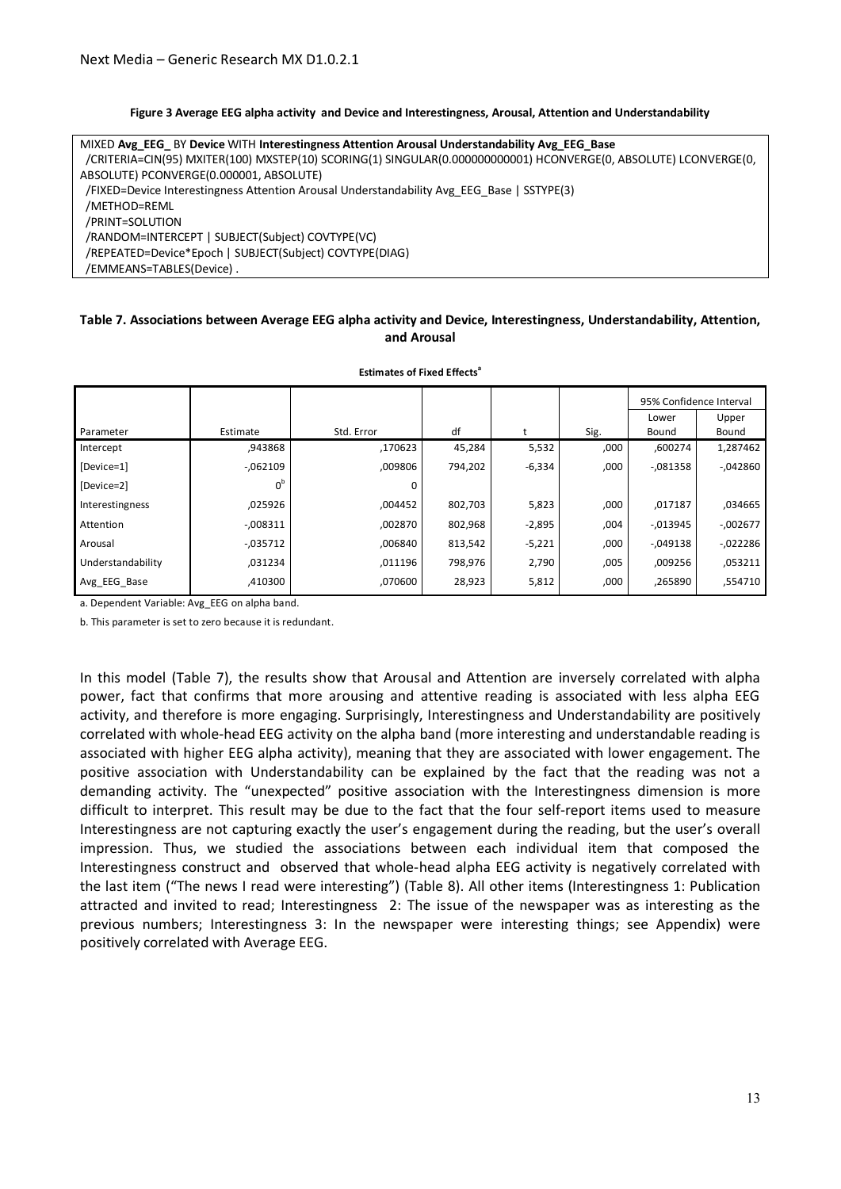**Figure 3 Average EEG alpha activity and Device and Interestingness, Arousal, Attention and Understandability**

```
MIXED Avg_EEG_ BY Device WITH Interestingness Attention Arousal Understandability Avg_EEG_Base
 /CRITERIA=CIN(95) MXITER(100) MXSTEP(10) SCORING(1) SINGULAR(0.000000000001) HCONVERGE(0, ABSOLUTE) LCONVERGE(0,
ABSOLUTE) PCONVERGE(0.000001, ABSOLUTE)
 /FIXED=Device Interestingness Attention Arousal Understandability Avg_EEG_Base | SSTYPE(3)
 /METHOD=REML
 /PRINT=SOLUTION
 /RANDOM=INTERCEPT | SUBJECT(Subject) COVTYPE(VC)
 /REPEATED=Device*Epoch | SUBJECT(Subject) COVTYPE(DIAG)
 /EMMEANS=TABLES(Device) .
```

**Table 7. Associations between Average EEG alpha activity and Device, Interestingness, Understandability, Attention, and Arousal**

**Estimates of Fixed Effects[a]**

| Parameter | Estimate | Std. Error | df | t | Sig. | 95% Confidence Interval Lower Bound | 95% Confidence Interval Upper Bound |
|---|---|---|---|---|---|---|---|
| Intercept | ,943868 | ,170623 | 45,284 | 5,532 | ,000 | ,600274 | 1,287462 |
| [Device=1] | -,062109 | ,009806 | 794,202 | -6,334 | ,000 | -,081358 | -,042860 |
| [Device=2] | 0[b] | 0 | | | | | |
| Interestingness | ,025926 | ,004452 | 802,703 | 5,823 | ,000 | ,017187 | ,034665 |
| Attention | -,008311 | ,002870 | 802,968 | -2,895 | ,004 | -,013945 | -,002677 |
| Arousal | -,035712 | ,006840 | 813,542 | -5,221 | ,000 | -,049138 | -,022286 |
| Understandability | ,031234 | ,011196 | 798,976 | 2,790 | ,005 | ,009256 | ,053211 |
| Avg_EEG_Base | ,410300 | ,070600 | 28,923 | 5,812 | ,000 | ,265890 | ,554710 |

a. Dependent Variable: Avg_EEG on alpha band.

b. This parameter is set to zero because it is redundant.

In this model (Table 7), the results show that Arousal and Attention are inversely correlated with alpha power, fact that confirms that more arousing and attentive reading is associated with less alpha EEG activity, and therefore is more engaging. Surprisingly, Interestingness and Understandability are positively correlated with whole-head EEG activity on the alpha band (more interesting and understandable reading is associated with higher EEG alpha activity), meaning that they are associated with lower engagement. The positive association with Understandability can be explained by the fact that the reading was not a demanding activity. The "unexpected" positive association with the Interestingness dimension is more difficult to interpret. This result may be due to the fact that the four self-report items used to measure Interestingness are not capturing exactly the user's engagement during the reading, but the user's overall impression. Thus, we studied the associations between each individual item that composed the Interestingness construct and observed that whole-head alpha EEG activity is negatively correlated with the last item ("The news I read were interesting") (Table 8). All other items (Interestingness 1: Publication attracted and invited to read; Interestingness 2: The issue of the newspaper was as interesting as the previous numbers; Interestingness 3: In the newspaper were interesting things; see Appendix) were positively correlated with Average EEG.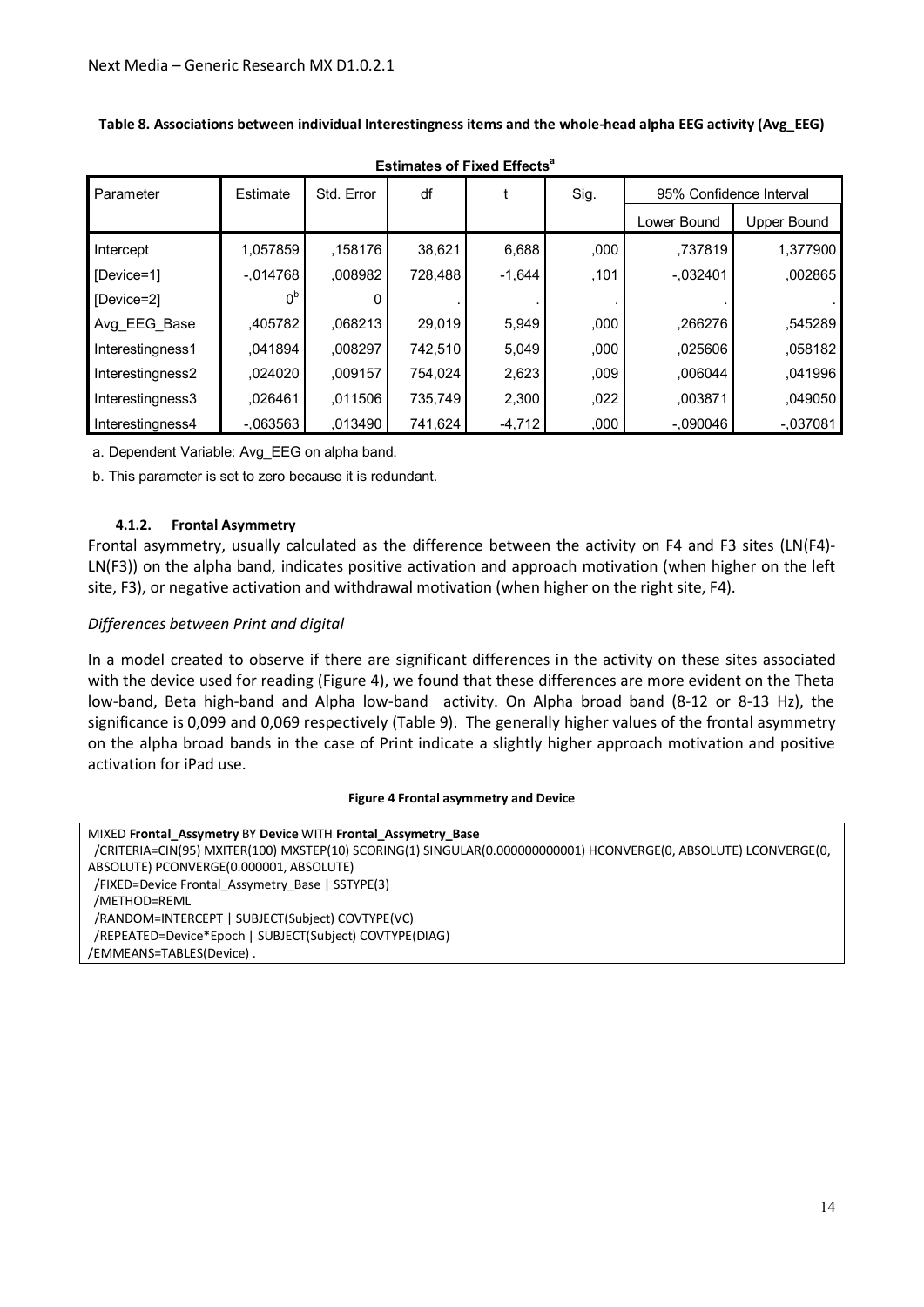**Table 8. Associations between individual Interestingness items and the whole-head alpha EEG activity (Avg_EEG)**

**Estimates of Fixed Effects[a]**

| Parameter | Estimate | Std. Error | df | t | Sig. | 95% Confidence Interval | |
|---|---|---|---|---|---|---|---|
| | | | | | | Lower Bound | Upper Bound |
| Intercept | 1,057859 | ,158176 | 38,621 | 6,688 | ,000 | ,737819 | 1,377900 |
| [Device=1] | -,014768 | ,008982 | 728,488 | -1,644 | ,101 | -,032401 | ,002865 |
| [Device=2] | 0[b] | 0 | . | . | . | . | . |
| Avg_EEG_Base | ,405782 | ,068213 | 29,019 | 5,949 | ,000 | ,266276 | ,545289 |
| Interestingness1 | ,041894 | ,008297 | 742,510 | 5,049 | ,000 | ,025606 | ,058182 |
| Interestingness2 | ,024020 | ,009157 | 754,024 | 2,623 | ,009 | ,006044 | ,041996 |
| Interestingness3 | ,026461 | ,011506 | 735,749 | 2,300 | ,022 | ,003871 | ,049050 |
| Interestingness4 | -,063563 | ,013490 | 741,624 | -4,712 | ,000 | -,090046 | -,037081 |

a. Dependent Variable: Avg_EEG on alpha band.

b. This parameter is set to zero because it is redundant.

#### 4.1.2. Frontal Asymmetry

Frontal asymmetry, usually calculated as the difference between the activity on F4 and F3 sites (LN(F4)-LN(F3)) on the alpha band, indicates positive activation and approach motivation (when higher on the left site, F3), or negative activation and withdrawal motivation (when higher on the right site, F4).

*Differences between Print and digital*

In a model created to observe if there are significant differences in the activity on these sites associated with the device used for reading (Figure 4), we found that these differences are more evident on the Theta low-band, Beta high-band and Alpha low-band activity. On Alpha broad band (8-12 or 8-13 Hz), the significance is 0,099 and 0,069 respectively (Table 9). The generally higher values of the frontal asymmetry on the alpha broad bands in the case of Print indicate a slightly higher approach motivation and positive activation for iPad use.

**Figure 4 Frontal asymmetry and Device**

```
MIXED Frontal_Assymetry BY Device WITH Frontal_Assymetry_Base
 /CRITERIA=CIN(95) MXITER(100) MXSTEP(10) SCORING(1) SINGULAR(0.000000000001) HCONVERGE(0, ABSOLUTE) LCONVERGE(0, ABSOLUTE) PCONVERGE(0.000001, ABSOLUTE)
 /FIXED=Device Frontal_Assymetry_Base | SSTYPE(3)
 /METHOD=REML
 /RANDOM=INTERCEPT | SUBJECT(Subject) COVTYPE(VC)
 /REPEATED=Device*Epoch | SUBJECT(Subject) COVTYPE(DIAG)
/EMMEANS=TABLES(Device) .
```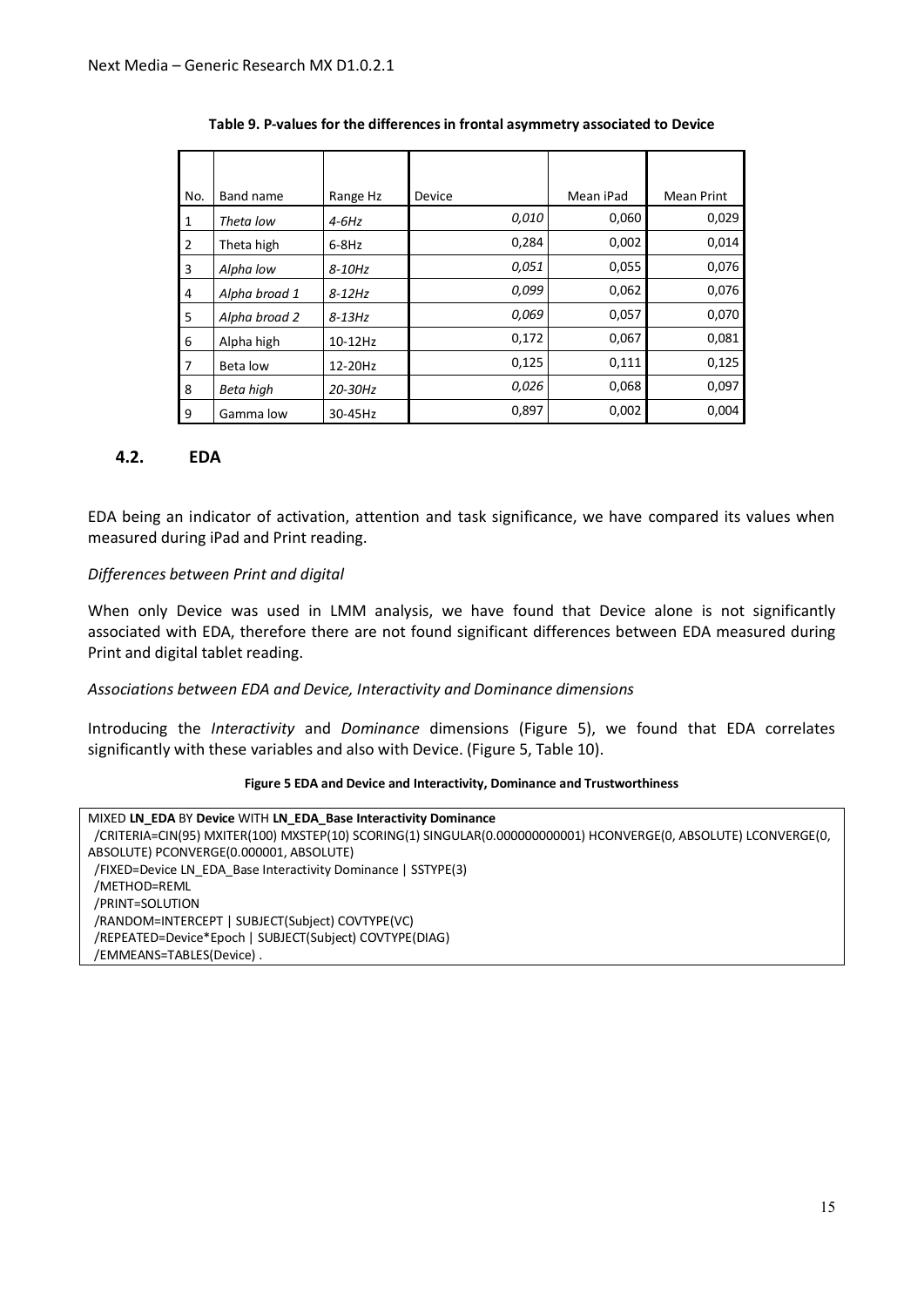**Table 9. P-values for the differences in frontal asymmetry associated to Device**

| No. | Band name | Range Hz | Device | Mean iPad | Mean Print |
|---|---|---|---|---|---|
| 1 | *Theta low* | *4-6Hz* | *0,010* | 0,060 | 0,029 |
| 2 | Theta high | 6-8Hz | 0,284 | 0,002 | 0,014 |
| 3 | *Alpha low* | *8-10Hz* | *0,051* | 0,055 | 0,076 |
| 4 | *Alpha broad 1* | *8-12Hz* | *0,099* | 0,062 | 0,076 |
| 5 | *Alpha broad 2* | *8-13Hz* | *0,069* | 0,057 | 0,070 |
| 6 | Alpha high | 10-12Hz | 0,172 | 0,067 | 0,081 |
| 7 | Beta low | 12-20Hz | 0,125 | 0,111 | 0,125 |
| 8 | *Beta high* | *20-30Hz* | *0,026* | 0,068 | 0,097 |
| 9 | Gamma low | 30-45Hz | 0,897 | 0,002 | 0,004 |

## 4.2. EDA

EDA being an indicator of activation, attention and task significance, we have compared its values when measured during iPad and Print reading.

*Differences between Print and digital*

When only Device was used in LMM analysis, we have found that Device alone is not significantly associated with EDA, therefore there are not found significant differences between EDA measured during Print and digital tablet reading.

*Associations between EDA and Device, Interactivity and Dominance dimensions*

Introducing the *Interactivity* and *Dominance* dimensions (Figure 5), we found that EDA correlates significantly with these variables and also with Device. (Figure 5, Table 10).

**Figure 5 EDA and Device and Interactivity, Dominance and Trustworthiness**

```
MIXED LN_EDA BY Device WITH LN_EDA_Base Interactivity Dominance
 /CRITERIA=CIN(95) MXITER(100) MXSTEP(10) SCORING(1) SINGULAR(0.000000000001) HCONVERGE(0, ABSOLUTE) LCONVERGE(0,
ABSOLUTE) PCONVERGE(0.000001, ABSOLUTE)
 /FIXED=Device LN_EDA_Base Interactivity Dominance | SSTYPE(3)
 /METHOD=REML
 /PRINT=SOLUTION
 /RANDOM=INTERCEPT | SUBJECT(Subject) COVTYPE(VC)
 /REPEATED=Device*Epoch | SUBJECT(Subject) COVTYPE(DIAG)
 /EMMEANS=TABLES(Device) .
```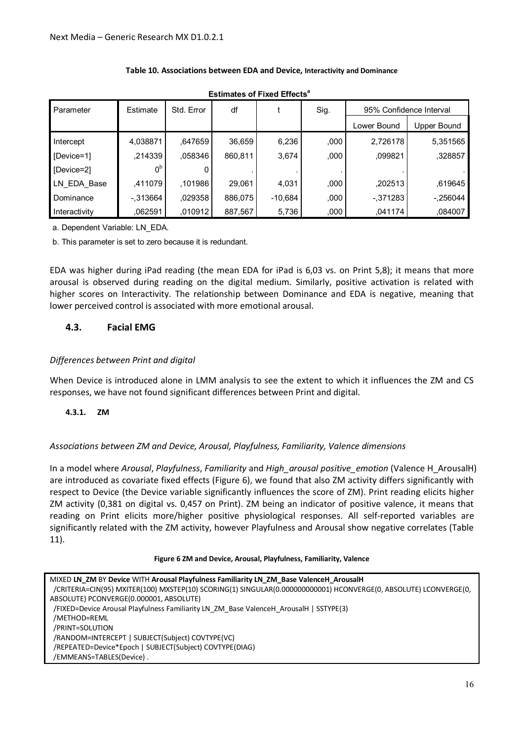**Table 10. Associations between EDA and Device, Interactivity and Dominance**

**Estimates of Fixed Effects[a]**

| Parameter | Estimate | Std. Error | df | t | Sig. | 95% Confidence Interval | |
|---|---|---|---|---|---|---|---|
| | | | | | | Lower Bound | Upper Bound |
| Intercept | 4,038871 | ,647659 | 36,659 | 6,236 | ,000 | 2,726178 | 5,351565 |
| [Device=1] | ,214339 | ,058346 | 860,811 | 3,674 | ,000 | ,099821 | ,328857 |
| [Device=2] | 0[b] | 0 | . | . | . | . | . |
| LN_EDA_Base | ,411079 | ,101986 | 29,061 | 4,031 | ,000 | ,202513 | ,619645 |
| Dominance | -,313664 | ,029358 | 886,075 | -10,684 | ,000 | -,371283 | -,256044 |
| Interactivity | ,062591 | ,010912 | 887,567 | 5,736 | ,000 | ,041174 | ,084007 |

a. Dependent Variable: LN_EDA.

b. This parameter is set to zero because it is redundant.

EDA was higher during iPad reading (the mean EDA for iPad is 6,03 vs. on Print 5,8); it means that more arousal is observed during reading on the digital medium. Similarly, positive activation is related with higher scores on Interactivity. The relationship between Dominance and EDA is negative, meaning that lower perceived control is associated with more emotional arousal.

## 4.3. Facial EMG

*Differences between Print and digital*

When Device is introduced alone in LMM analysis to see the extent to which it influences the ZM and CS responses, we have not found significant differences between Print and digital.

### 4.3.1. ZM

*Associations between ZM and Device, Arousal, Playfulness, Familiarity, Valence dimensions*

In a model where *Arousal*, *Playfulness*, *Familiarity* and *High_arousal positive_emotion* (Valence H_ArousalH) are introduced as covariate fixed effects (Figure 6), we found that also ZM activity differs significantly with respect to Device (the Device variable significantly influences the score of ZM). Print reading elicits higher ZM activity (0,381 on digital vs. 0,457 on Print). ZM being an indicator of positive valence, it means that reading on Print elicits more/higher positive physiological responses. All self-reported variables are significantly related with the ZM activity, however Playfulness and Arousal show negative correlates (Table 11).

**Figure 6 ZM and Device, Arousal, Playfulness, Familiarity, Valence**

```
MIXED LN_ZM BY Device WITH Arousal Playfulness Familiarity LN_ZM_Base ValenceH_ArousalH
  /CRITERIA=CIN(95) MXITER(100) MXSTEP(10) SCORING(1) SINGULAR(0.000000000001) HCONVERGE(0, ABSOLUTE) LCONVERGE(0, ABSOLUTE) PCONVERGE(0.000001, ABSOLUTE)
  /FIXED=Device Arousal Playfulness Familiarity LN_ZM_Base ValenceH_ArousalH | SSTYPE(3)
  /METHOD=REML
  /PRINT=SOLUTION
  /RANDOM=INTERCEPT | SUBJECT(Subject) COVTYPE(VC)
  /REPEATED=Device*Epoch | SUBJECT(Subject) COVTYPE(DIAG)
  /EMMEANS=TABLES(Device) .
```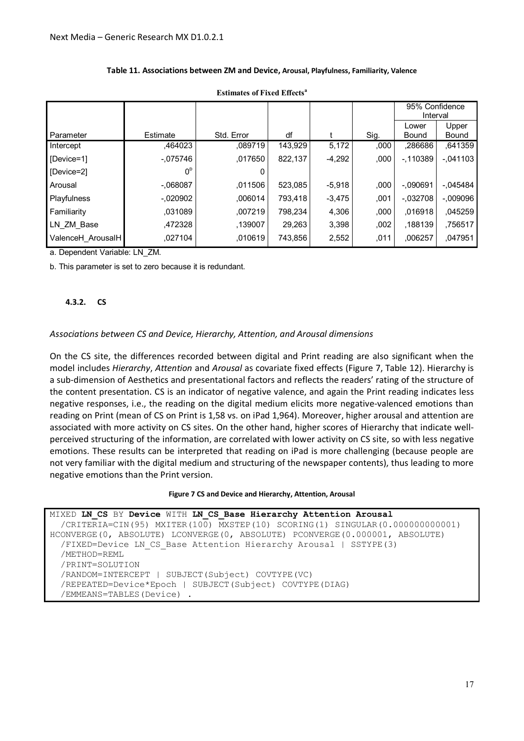**Table 11. Associations between ZM and Device, Arousal, Playfulness, Familiarity, Valence**

**Estimates of Fixed Effects[a]**

| Parameter | Estimate | Std. Error | df | t | Sig. | 95% Confidence Interval | |
|---|---|---|---|---|---|---|---|
| | | | | | | Lower Bound | Upper Bound |
| Intercept | ,464023 | ,089719 | 143,929 | 5,172 | ,000 | ,286686 | ,641359 |
| [Device=1] | -,075746 | ,017650 | 822,137 | -4,292 | ,000 | -,110389 | -,041103 |
| [Device=2] | 0[b] | 0 | | | | | |
| Arousal | -,068087 | ,011506 | 523,085 | -5,918 | ,000 | -,090691 | -,045484 |
| Playfulness | -,020902 | ,006014 | 793,418 | -3,475 | ,001 | -,032708 | -,009096 |
| Familiarity | ,031089 | ,007219 | 798,234 | 4,306 | ,000 | ,016918 | ,045259 |
| LN_ZM_Base | ,472328 | ,139007 | 29,263 | 3,398 | ,002 | ,188139 | ,756517 |
| ValenceH_ArousalH | ,027104 | ,010619 | 743,856 | 2,552 | ,011 | ,006257 | ,047951 |

a. Dependent Variable: LN_ZM.

b. This parameter is set to zero because it is redundant.

### 4.3.2. CS

*Associations between CS and Device, Hierarchy, Attention, and Arousal dimensions*

On the CS site, the differences recorded between digital and Print reading are also significant when the model includes *Hierarchy*, *Attention* and *Arousal* as covariate fixed effects (Figure 7, Table 12). Hierarchy is a sub-dimension of Aesthetics and presentational factors and reflects the readers' rating of the structure of the content presentation. CS is an indicator of negative valence, and again the Print reading indicates less negative responses, i.e., the reading on the digital medium elicits more negative-valenced emotions than reading on Print (mean of CS on Print is 1,58 vs. on iPad 1,964). Moreover, higher arousal and attention are associated with more activity on CS sites. On the other hand, higher scores of Hierarchy that indicate well-perceived structuring of the information, are correlated with lower activity on CS site, so with less negative emotions. These results can be interpreted that reading on iPad is more challenging (because people are not very familiar with the digital medium and structuring of the newspaper contents), thus leading to more negative emotions than the Print version.

**Figure 7 CS and Device and Hierarchy, Attention, Arousal**

```
MIXED LN_CS BY Device WITH LN_CS_Base Hierarchy Attention Arousal
  /CRITERIA=CIN(95) MXITER(100) MXSTEP(10) SCORING(1) SINGULAR(0.000000000001)
HCONVERGE(0, ABSOLUTE) LCONVERGE(0, ABSOLUTE) PCONVERGE(0.000001, ABSOLUTE)
  /FIXED=Device LN_CS_Base Attention Hierarchy Arousal | SSTYPE(3)
  /METHOD=REML
  /PRINT=SOLUTION
  /RANDOM=INTERCEPT | SUBJECT(Subject) COVTYPE(VC)
  /REPEATED=Device*Epoch | SUBJECT(Subject) COVTYPE(DIAG)
  /EMMEANS=TABLES(Device) .
```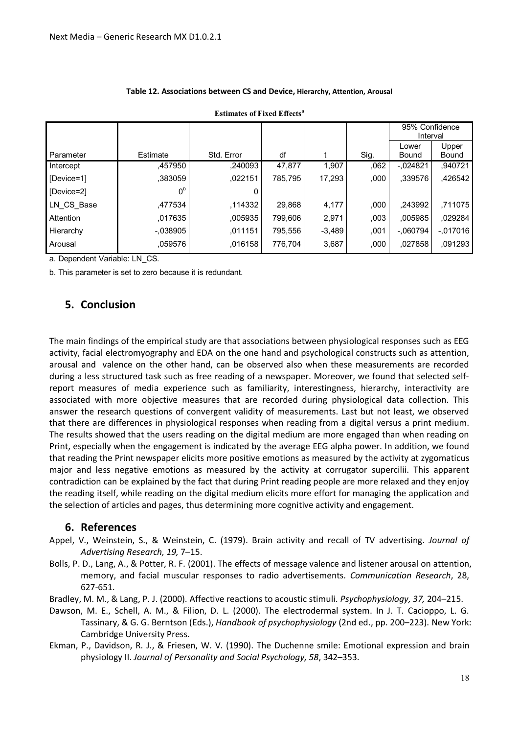**Table 12. Associations between CS and Device, Hierarchy, Attention, Arousal**

**Estimates of Fixed Effects[a]**

| Parameter | Estimate | Std. Error | df | t | Sig. | 95% Confidence Interval | |
|---|---|---|---|---|---|---|---|
| | | | | | | Lower Bound | Upper Bound |
| Intercept | ,457950 | ,240093 | 47,877 | 1,907 | ,062 | -,024821 | ,940721 |
| [Device=1] | ,383059 | ,022151 | 785,795 | 17,293 | ,000 | ,339576 | ,426542 |
| [Device=2] | 0[b] | 0 | | | | | |
| LN_CS_Base | ,477534 | ,114332 | 29,868 | 4,177 | ,000 | ,243992 | ,711075 |
| Attention | ,017635 | ,005935 | 799,606 | 2,971 | ,003 | ,005985 | ,029284 |
| Hierarchy | -,038905 | ,011151 | 795,556 | -3,489 | ,001 | -,060794 | -,017016 |
| Arousal | ,059576 | ,016158 | 776,704 | 3,687 | ,000 | ,027858 | ,091293 |

a. Dependent Variable: LN_CS.

b. This parameter is set to zero because it is redundant.

## 5. Conclusion

The main findings of the empirical study are that associations between physiological responses such as EEG activity, facial electromyography and EDA on the one hand and psychological constructs such as attention, arousal and valence on the other hand, can be observed also when these measurements are recorded during a less structured task such as free reading of a newspaper. Moreover, we found that selected self-report measures of media experience such as familiarity, interestingness, hierarchy, interactivity are associated with more objective measures that are recorded during physiological data collection. This answer the research questions of convergent validity of measurements. Last but not least, we observed that there are differences in physiological responses when reading from a digital versus a print medium. The results showed that the users reading on the digital medium are more engaged than when reading on Print, especially when the engagement is indicated by the average EEG alpha power. In addition, we found that reading the Print newspaper elicits more positive emotions as measured by the activity at zygomaticus major and less negative emotions as measured by the activity at corrugator supercilii. This apparent contradiction can be explained by the fact that during Print reading people are more relaxed and they enjoy the reading itself, while reading on the digital medium elicits more effort for managing the application and the selection of articles and pages, thus determining more cognitive activity and engagement.

## 6. References

Appel, V., Weinstein, S., & Weinstein, C. (1979). Brain activity and recall of TV advertising. *Journal of Advertising Research, 19,* 7–15.

Bolls, P. D., Lang, A., & Potter, R. F. (2001). The effects of message valence and listener arousal on attention, memory, and facial muscular responses to radio advertisements. *Communication Research*, 28, 627-651.

Bradley, M. M., & Lang, P. J. (2000). Affective reactions to acoustic stimuli. *Psychophysiology, 37,* 204–215.

Dawson, M. E., Schell, A. M., & Filion, D. L. (2000). The electrodermal system. In J. T. Cacioppo, L. G. Tassinary, & G. G. Berntson (Eds.), *Handbook of psychophysiology* (2nd ed., pp. 200–223). New York: Cambridge University Press.

Ekman, P., Davidson, R. J., & Friesen, W. V. (1990). The Duchenne smile: Emotional expression and brain physiology II. *Journal of Personality and Social Psychology, 58*, 342–353.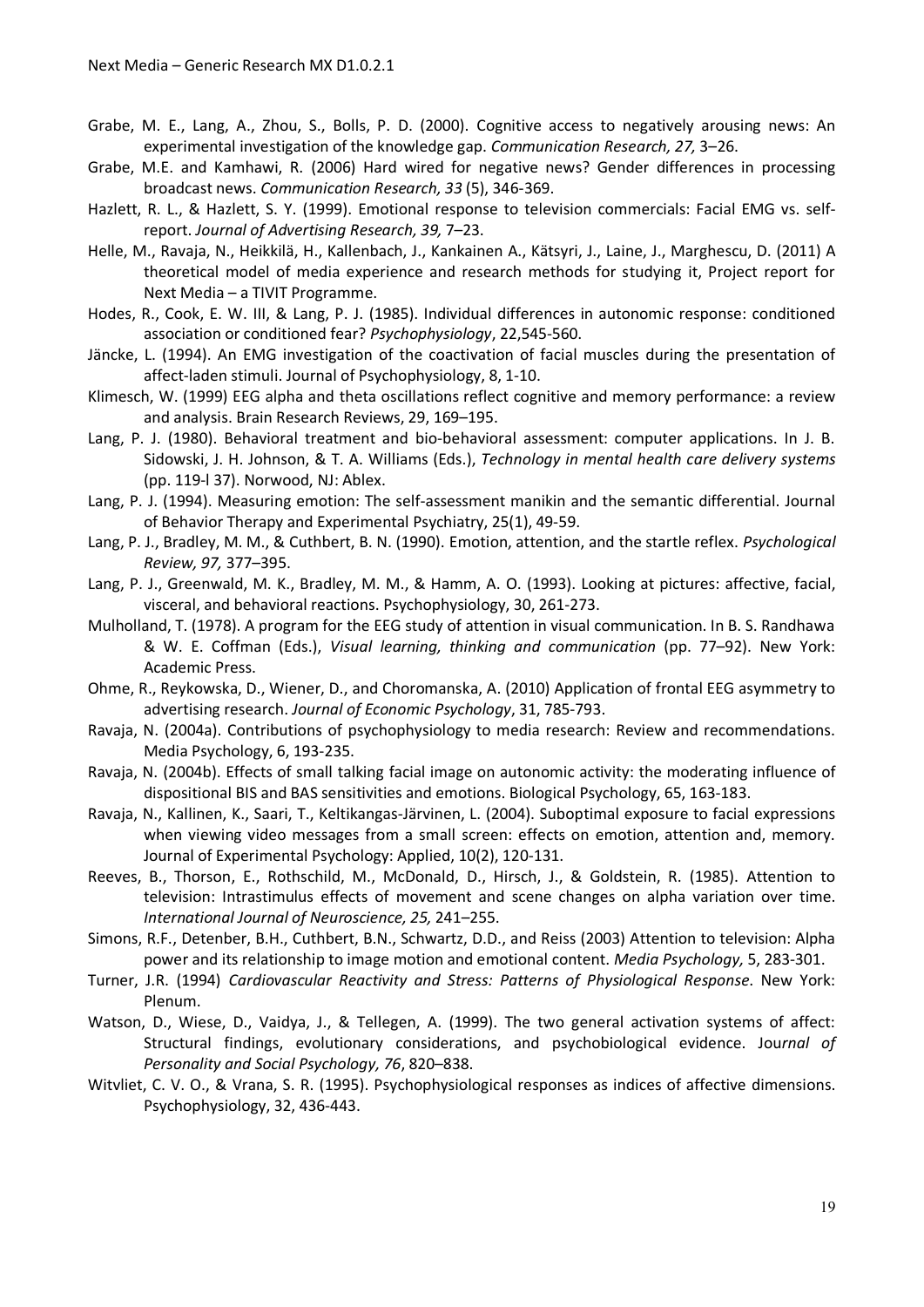Grabe, M. E., Lang, A., Zhou, S., Bolls, P. D. (2000). Cognitive access to negatively arousing news: An experimental investigation of the knowledge gap. *Communication Research, 27,* 3–26.

Grabe, M.E. and Kamhawi, R. (2006) Hard wired for negative news? Gender differences in processing broadcast news. *Communication Research, 33* (5), 346-369.

Hazlett, R. L., & Hazlett, S. Y. (1999). Emotional response to television commercials: Facial EMG vs. self-report. *Journal of Advertising Research, 39,* 7–23.

Helle, M., Ravaja, N., Heikkilä, H., Kallenbach, J., Kankainen A., Kätsyri, J., Laine, J., Marghescu, D. (2011) A theoretical model of media experience and research methods for studying it, Project report for Next Media – a TIVIT Programme.

Hodes, R., Cook, E. W. III, & Lang, P. J. (1985). Individual differences in autonomic response: conditioned association or conditioned fear? *Psychophysiology*, 22,545-560.

Jäncke, L. (1994). An EMG investigation of the coactivation of facial muscles during the presentation of affect-laden stimuli. Journal of Psychophysiology, 8, 1-10.

Klimesch, W. (1999) EEG alpha and theta oscillations reflect cognitive and memory performance: a review and analysis. Brain Research Reviews, 29, 169–195.

Lang, P. J. (1980). Behavioral treatment and bio-behavioral assessment: computer applications. In J. B. Sidowski, J. H. Johnson, & T. A. Williams (Eds.), *Technology in mental health care delivery systems* (pp. 119-l 37). Norwood, NJ: Ablex.

Lang, P. J. (1994). Measuring emotion: The self-assessment manikin and the semantic differential. Journal of Behavior Therapy and Experimental Psychiatry, 25(1), 49-59.

Lang, P. J., Bradley, M. M., & Cuthbert, B. N. (1990). Emotion, attention, and the startle reflex. *Psychological Review, 97,* 377–395.

Lang, P. J., Greenwald, M. K., Bradley, M. M., & Hamm, A. O. (1993). Looking at pictures: affective, facial, visceral, and behavioral reactions. Psychophysiology, 30, 261-273.

Mulholland, T. (1978). A program for the EEG study of attention in visual communication. In B. S. Randhawa & W. E. Coffman (Eds.), *Visual learning, thinking and communication* (pp. 77–92). New York: Academic Press.

Ohme, R., Reykowska, D., Wiener, D., and Choromanska, A. (2010) Application of frontal EEG asymmetry to advertising research. *Journal of Economic Psychology*, 31, 785-793.

Ravaja, N. (2004a). Contributions of psychophysiology to media research: Review and recommendations. Media Psychology, 6, 193-235.

Ravaja, N. (2004b). Effects of small talking facial image on autonomic activity: the moderating influence of dispositional BIS and BAS sensitivities and emotions. Biological Psychology, 65, 163-183.

Ravaja, N., Kallinen, K., Saari, T., Keltikangas-Järvinen, L. (2004). Suboptimal exposure to facial expressions when viewing video messages from a small screen: effects on emotion, attention and, memory. Journal of Experimental Psychology: Applied, 10(2), 120-131.

Reeves, B., Thorson, E., Rothschild, M., McDonald, D., Hirsch, J., & Goldstein, R. (1985). Attention to television: Intrastimulus effects of movement and scene changes on alpha variation over time. *International Journal of Neuroscience, 25,* 241–255.

Simons, R.F., Detenber, B.H., Cuthbert, B.N., Schwartz, D.D., and Reiss (2003) Attention to television: Alpha power and its relationship to image motion and emotional content. *Media Psychology,* 5, 283-301.

Turner, J.R. (1994) *Cardiovascular Reactivity and Stress: Patterns of Physiological Response.* New York: Plenum.

Watson, D., Wiese, D., Vaidya, J., & Tellegen, A. (1999). The two general activation systems of affect: Structural findings, evolutionary considerations, and psychobiological evidence. *Journal of Personality and Social Psychology, 76*, 820–838.

Witvliet, C. V. O., & Vrana, S. R. (1995). Psychophysiological responses as indices of affective dimensions. Psychophysiology, 32, 436-443.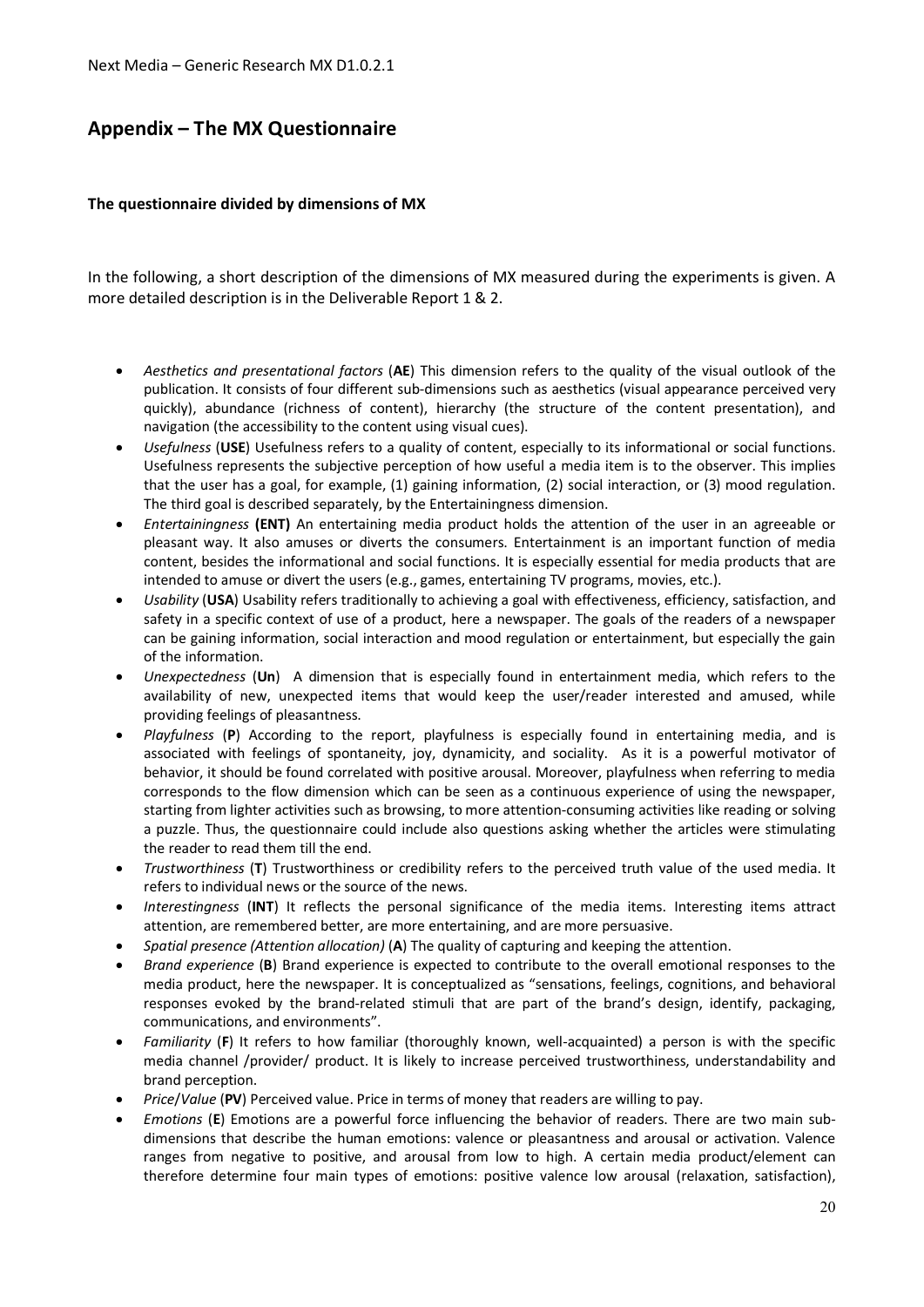## Appendix – The MX Questionnaire

**The questionnaire divided by dimensions of MX**

In the following, a short description of the dimensions of MX measured during the experiments is given. A more detailed description is in the Deliverable Report 1 & 2.

- *Aesthetics and presentational factors* (**AE**) This dimension refers to the quality of the visual outlook of the publication. It consists of four different sub-dimensions such as aesthetics (visual appearance perceived very quickly), abundance (richness of content), hierarchy (the structure of the content presentation), and navigation (the accessibility to the content using visual cues).
- *Usefulness* (**USE**) Usefulness refers to a quality of content, especially to its informational or social functions. Usefulness represents the subjective perception of how useful a media item is to the observer. This implies that the user has a goal, for example, (1) gaining information, (2) social interaction, or (3) mood regulation. The third goal is described separately, by the Entertainingness dimension.
- *Entertainingness* **(ENT)** An entertaining media product holds the attention of the user in an agreeable or pleasant way. It also amuses or diverts the consumers. Entertainment is an important function of media content, besides the informational and social functions. It is especially essential for media products that are intended to amuse or divert the users (e.g., games, entertaining TV programs, movies, etc.).
- *Usability* (**USA**) Usability refers traditionally to achieving a goal with effectiveness, efficiency, satisfaction, and safety in a specific context of use of a product, here a newspaper. The goals of the readers of a newspaper can be gaining information, social interaction and mood regulation or entertainment, but especially the gain of the information.
- *Unexpectedness* (**Un**) A dimension that is especially found in entertainment media, which refers to the availability of new, unexpected items that would keep the user/reader interested and amused, while providing feelings of pleasantness.
- *Playfulness* (**P**) According to the report, playfulness is especially found in entertaining media, and is associated with feelings of spontaneity, joy, dynamicity, and sociality. As it is a powerful motivator of behavior, it should be found correlated with positive arousal. Moreover, playfulness when referring to media corresponds to the flow dimension which can be seen as a continuous experience of using the newspaper, starting from lighter activities such as browsing, to more attention-consuming activities like reading or solving a puzzle. Thus, the questionnaire could include also questions asking whether the articles were stimulating the reader to read them till the end.
- *Trustworthiness* (**T**) Trustworthiness or credibility refers to the perceived truth value of the used media. It refers to individual news or the source of the news.
- *Interestingness* (**INT**) It reflects the personal significance of the media items. Interesting items attract attention, are remembered better, are more entertaining, and are more persuasive.
- *Spatial presence (Attention allocation)* (**A**) The quality of capturing and keeping the attention.
- *Brand experience* (**B**) Brand experience is expected to contribute to the overall emotional responses to the media product, here the newspaper. It is conceptualized as "sensations, feelings, cognitions, and behavioral responses evoked by the brand-related stimuli that are part of the brand's design, identify, packaging, communications, and environments".
- *Familiarity* (**F**) It refers to how familiar (thoroughly known, well-acquainted) a person is with the specific media channel /provider/ product. It is likely to increase perceived trustworthiness, understandability and brand perception.
- *Price/Value* (**PV**) Perceived value. Price in terms of money that readers are willing to pay.
- *Emotions* (**E**) Emotions are a powerful force influencing the behavior of readers. There are two main sub-dimensions that describe the human emotions: valence or pleasantness and arousal or activation. Valence ranges from negative to positive, and arousal from low to high. A certain media product/element can therefore determine four main types of emotions: positive valence low arousal (relaxation, satisfaction),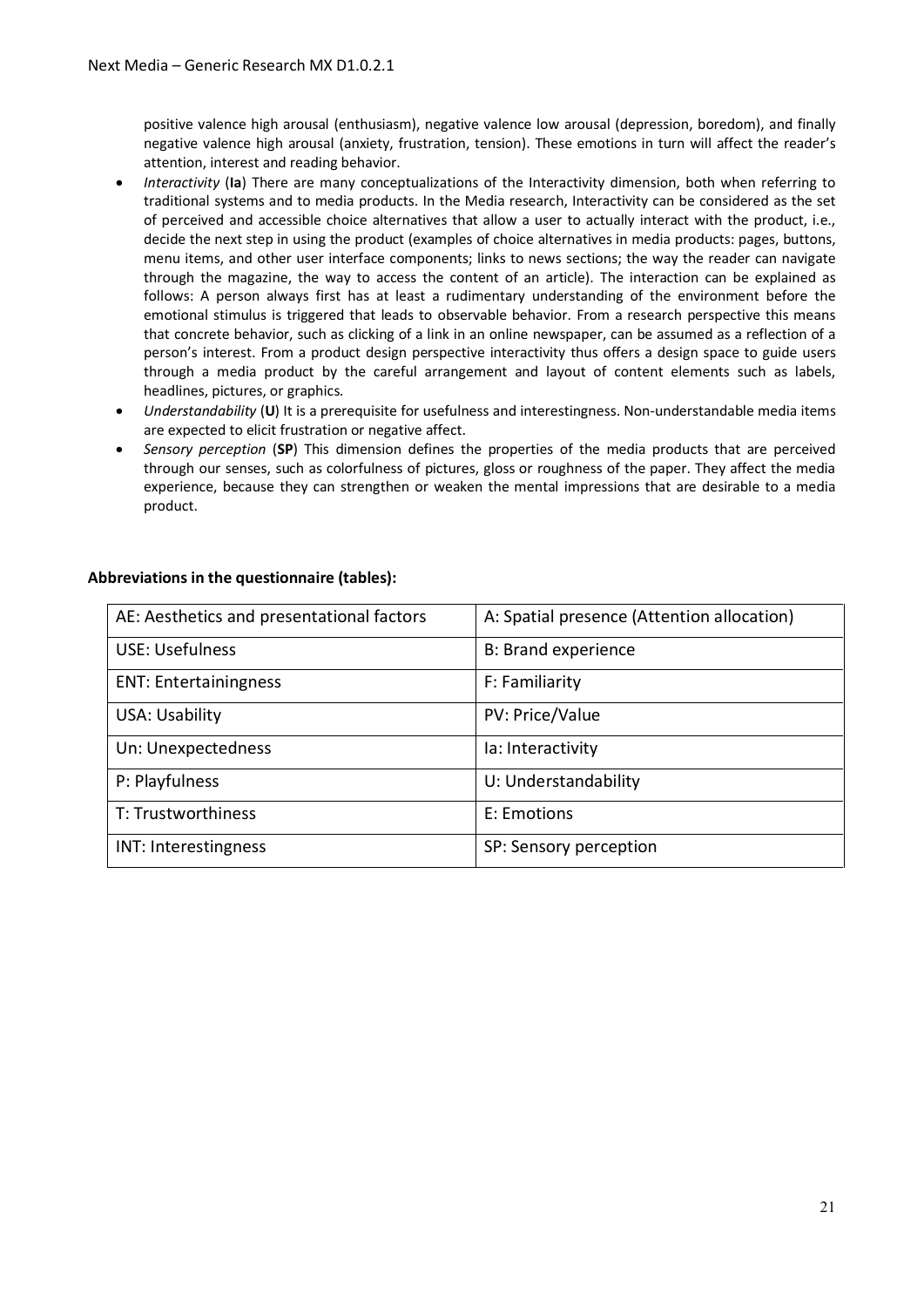positive valence high arousal (enthusiasm), negative valence low arousal (depression, boredom), and finally negative valence high arousal (anxiety, frustration, tension). These emotions in turn will affect the reader's attention, interest and reading behavior.

- *Interactivity* (**Ia**) There are many conceptualizations of the Interactivity dimension, both when referring to traditional systems and to media products. In the Media research, Interactivity can be considered as the set of perceived and accessible choice alternatives that allow a user to actually interact with the product, i.e., decide the next step in using the product (examples of choice alternatives in media products: pages, buttons, menu items, and other user interface components; links to news sections; the way the reader can navigate through the magazine, the way to access the content of an article). The interaction can be explained as follows: A person always first has at least a rudimentary understanding of the environment before the emotional stimulus is triggered that leads to observable behavior. From a research perspective this means that concrete behavior, such as clicking of a link in an online newspaper, can be assumed as a reflection of a person's interest. From a product design perspective interactivity thus offers a design space to guide users through a media product by the careful arrangement and layout of content elements such as labels, headlines, pictures, or graphics.
- *Understandability* (**U**) It is a prerequisite for usefulness and interestingness. Non-understandable media items are expected to elicit frustration or negative affect.
- *Sensory perception* (**SP**) This dimension defines the properties of the media products that are perceived through our senses, such as colorfulness of pictures, gloss or roughness of the paper. They affect the media experience, because they can strengthen or weaken the mental impressions that are desirable to a media product.

**Abbreviations in the questionnaire (tables):**

| | |
|---|---|
| AE: Aesthetics and presentational factors | A: Spatial presence (Attention allocation) |
| USE: Usefulness | B: Brand experience |
| ENT: Entertainingness | F: Familiarity |
| USA: Usability | PV: Price/Value |
| Un: Unexpectedness | Ia: Interactivity |
| P: Playfulness | U: Understandability |
| T: Trustworthiness | E: Emotions |
| INT: Interestingness | SP: Sensory perception |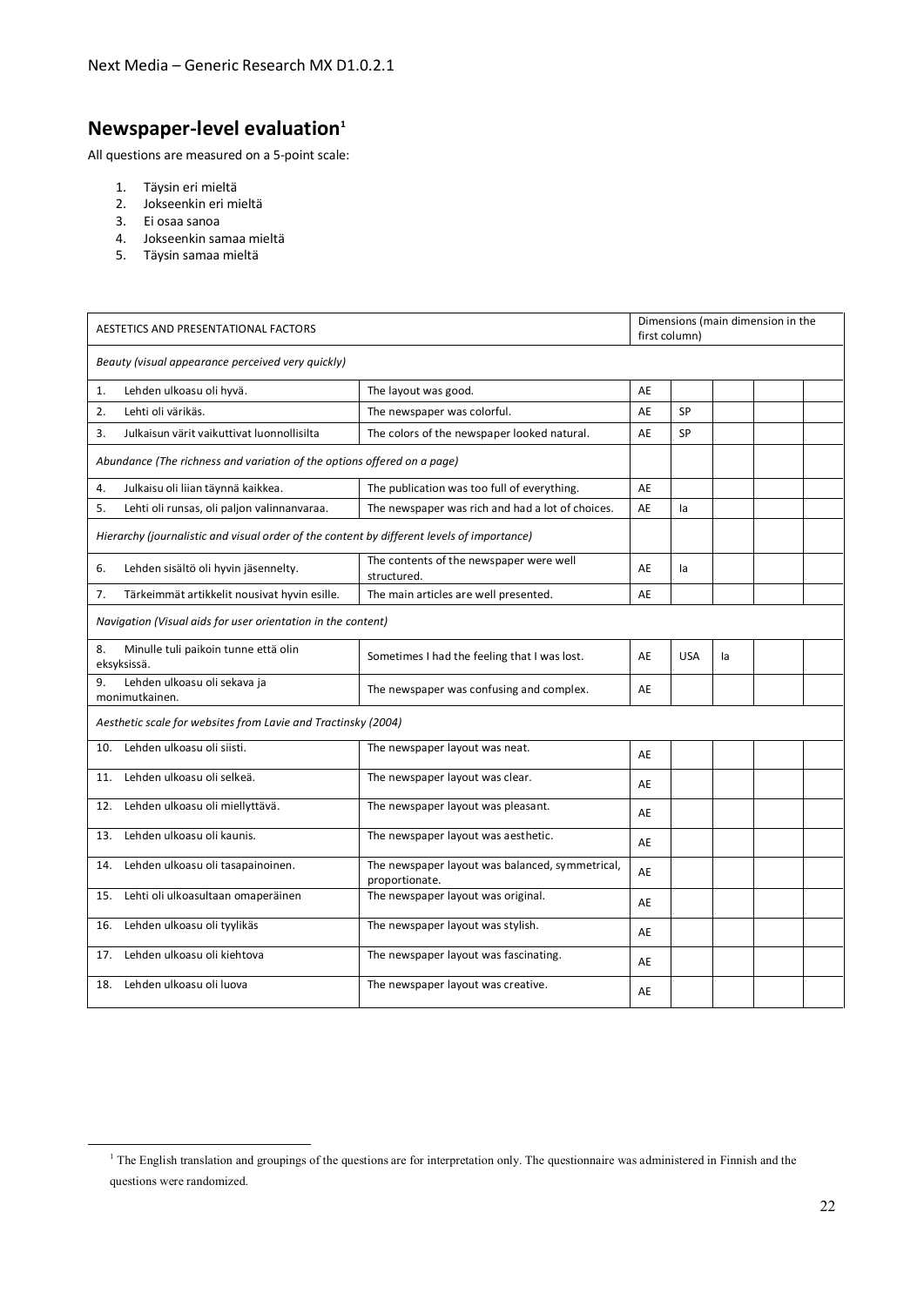## Newspaper-level evaluation[1]

All questions are measured on a 5-point scale:

1. Täysin eri mieltä
2. Jokseenkin eri mieltä
3. Ei osaa sanoa
4. Jokseenkin samaa mieltä
5. Täysin samaa mieltä

| AESTETICS AND PRESENTATIONAL FACTORS | | Dimensions (main dimension in the first column) | | | | |
|---|---|---|---|---|---|---|
| *Beauty (visual appearance perceived very quickly)* | | | | | | |
| 1. Lehden ulkoasu oli hyvä. | The layout was good. | AE | | | | |
| 2. Lehti oli värikäs. | The newspaper was colorful. | AE | SP | | | |
| 3. Julkaisun värit vaikuttivat luonnollisilta | The colors of the newspaper looked natural. | AE | SP | | | |
| *Abundance (The richness and variation of the options offered on a page)* | | | | | | |
| 4. Julkaisu oli liian täynnä kaikkea. | The publication was too full of everything. | AE | | | | |
| 5. Lehti oli runsas, oli paljon valinnanvaraa. | The newspaper was rich and had a lot of choices. | AE | Ia | | | |
| *Hierarchy (journalistic and visual order of the content by different levels of importance)* | | | | | | |
| 6. Lehden sisältö oli hyvin jäsennelty. | The contents of the newspaper were well structured. | AE | Ia | | | |
| 7. Tärkeimmät artikkelit nousivat hyvin esille. | The main articles are well presented. | AE | | | | |
| *Navigation (Visual aids for user orientation in the content)* | | | | | | |
| 8. Minulle tuli paikoin tunne että olin eksyksissä. | Sometimes I had the feeling that I was lost. | AE | USA | Ia | | |
| 9. Lehden ulkoasu oli sekava ja monimutkainen. | The newspaper was confusing and complex. | AE | | | | |
| *Aesthetic scale for websites from Lavie and Tractinsky (2004)* | | | | | | |
| 10. Lehden ulkoasu oli siisti. | The newspaper layout was neat. | AE | | | | |
| 11. Lehden ulkoasu oli selkeä. | The newspaper layout was clear. | AE | | | | |
| 12. Lehden ulkoasu oli miellyttävä. | The newspaper layout was pleasant. | AE | | | | |
| 13. Lehden ulkoasu oli kaunis. | The newspaper layout was aesthetic. | AE | | | | |
| 14. Lehden ulkoasu oli tasapainoinen. | The newspaper layout was balanced, symmetrical, proportionate. | AE | | | | |
| 15. Lehti oli ulkoasultaan omaperäinen | The newspaper layout was original. | AE | | | | |
| 16. Lehden ulkoasu oli tyylikäs | The newspaper layout was stylish. | AE | | | | |
| 17. Lehden ulkoasu oli kiehtova | The newspaper layout was fascinating. | AE | | | | |
| 18. Lehden ulkoasu oli luova | The newspaper layout was creative. | AE | | | | |

[1] The English translation and groupings of the questions are for interpretation only. The questionnaire was administered in Finnish and the questions were randomized.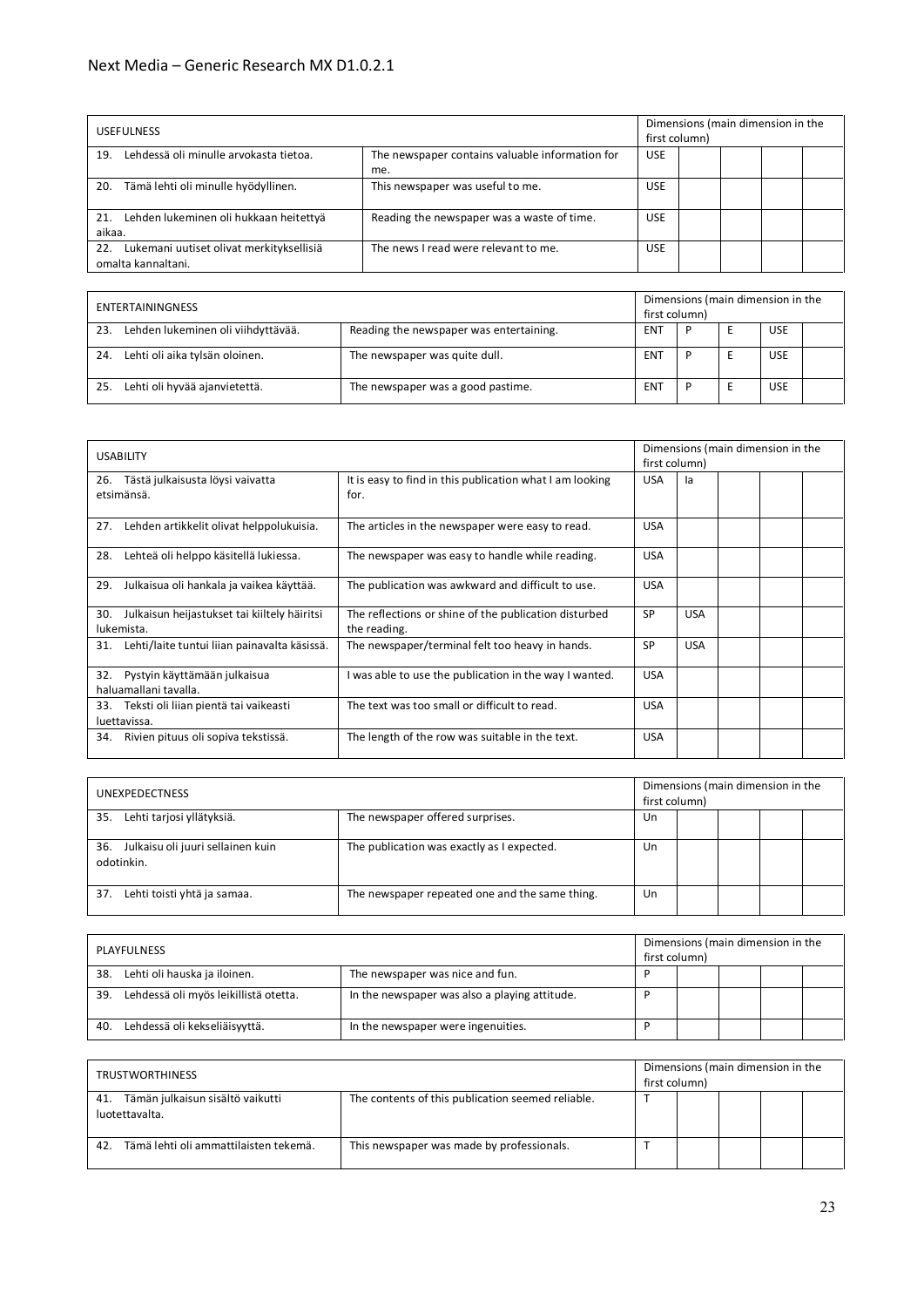| USEFULNESS | | Dimensions (main dimension in the first column) | | | | |
|---|---|---|---|---|---|---|
| 19. Lehdessä oli minulle arvokasta tietoa. | The newspaper contains valuable information for me. | USE | | | | |
| 20. Tämä lehti oli minulle hyödyllinen. | This newspaper was useful to me. | USE | | | | |
| 21. Lehden lukeminen oli hukkaan heitettyä aikaa. | Reading the newspaper was a waste of time. | USE | | | | |
| 22. Lukemani uutiset olivat merkityksellisiä omalta kannaltani. | The news I read were relevant to me. | USE | | | | |

| ENTERTAININGNESS | | Dimensions (main dimension in the first column) | | | | |
|---|---|---|---|---|---|---|
| 23. Lehden lukeminen oli viihdyttävää. | Reading the newspaper was entertaining. | ENT | P | E | USE | |
| 24. Lehti oli aika tylsän oloinen. | The newspaper was quite dull. | ENT | P | E | USE | |
| 25. Lehti oli hyvää ajanvietettä. | The newspaper was a good pastime. | ENT | P | E | USE | |

| USABILITY | | Dimensions (main dimension in the first column) | | | | |
|---|---|---|---|---|---|---|
| 26. Tästä julkaisusta löysi vaivatta etsimänsä. | It is easy to find in this publication what I am looking for. | USA | Ia | | | |
| 27. Lehden artikkelit olivat helppolukuisia. | The articles in the newspaper were easy to read. | USA | | | | |
| 28. Lehteä oli helppo käsitellä lukiessa. | The newspaper was easy to handle while reading. | USA | | | | |
| 29. Julkaisua oli hankala ja vaikea käyttää. | The publication was awkward and difficult to use. | USA | | | | |
| 30. Julkaisun heijastukset tai kiiltely häiritsi lukemista. | The reflections or shine of the publication disturbed the reading. | SP | USA | | | |
| 31. Lehti/laite tuntui liian painavalta käsissä. | The newspaper/terminal felt too heavy in hands. | SP | USA | | | |
| 32. Pystyin käyttämään julkaisua haluamallani tavalla. | I was able to use the publication in the way I wanted. | USA | | | | |
| 33. Teksti oli liian pientä tai vaikeasti luettavissa. | The text was too small or difficult to read. | USA | | | | |
| 34. Rivien pituus oli sopiva tekstissä. | The length of the row was suitable in the text. | USA | | | | |

| UNEXPEDECTNESS | | Dimensions (main dimension in the first column) | | | | |
|---|---|---|---|---|---|---|
| 35. Lehti tarjosi yllätyksiä. | The newspaper offered surprises. | Un | | | | |
| 36. Julkaisu oli juuri sellainen kuin odotinkin. | The publication was exactly as I expected. | Un | | | | |
| 37. Lehti toisti yhtä ja samaa. | The newspaper repeated one and the same thing. | Un | | | | |

| PLAYFULNESS | | Dimensions (main dimension in the first column) | | | | |
|---|---|---|---|---|---|---|
| 38. Lehti oli hauska ja iloinen. | The newspaper was nice and fun. | P | | | | |
| 39. Lehdessä oli myös leikillistä otetta. | In the newspaper was also a playing attitude. | P | | | | |
| 40. Lehdessä oli kekseliäisyyttä. | In the newspaper were ingenuities. | P | | | | |

| TRUSTWORTHINESS | | Dimensions (main dimension in the first column) | | | | |
|---|---|---|---|---|---|---|
| 41. Tämän julkaisun sisältö vaikutti luotettavalta. | The contents of this publication seemed reliable. | T | | | | |
| 42. Tämä lehti oli ammattilaisten tekemä. | This newspaper was made by professionals. | T | | | | |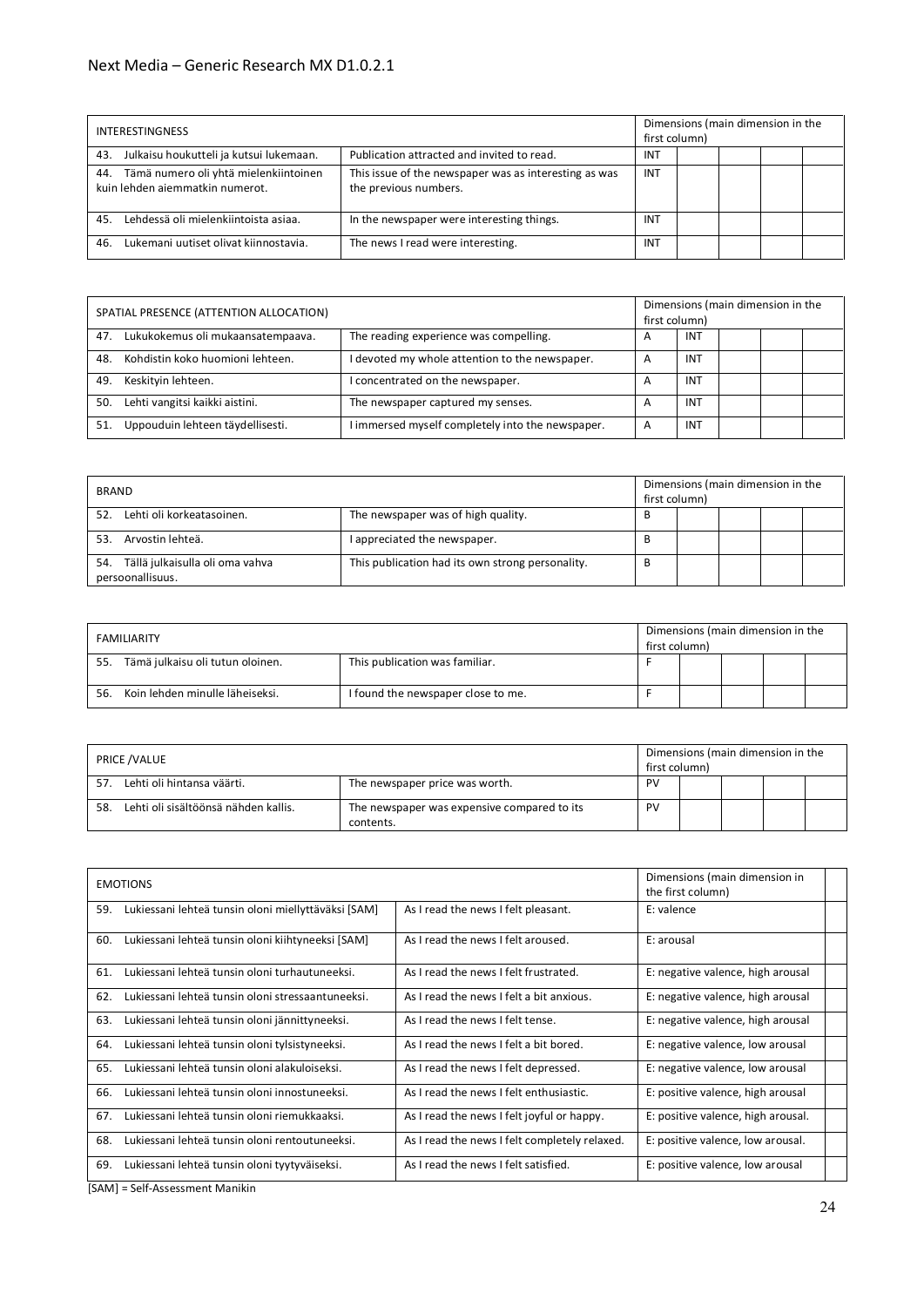| INTERESTINGNESS | | Dimensions (main dimension in the first column) | | | | |
|---|---|---|---|---|---|---|
| 43. Julkaisu houkutteli ja kutsui lukemaan. | Publication attracted and invited to read. | INT | | | | |
| 44. Tämä numero oli yhtä mielenkiintoinen kuin lehden aiemmatkin numerot. | This issue of the newspaper was as interesting as was the previous numbers. | INT | | | | |
| 45. Lehdessä oli mielenkiintoista asiaa. | In the newspaper were interesting things. | INT | | | | |
| 46. Lukemani uutiset olivat kiinnostavia. | The news I read were interesting. | INT | | | | |

| SPATIAL PRESENCE (ATTENTION ALLOCATION) | | Dimensions (main dimension in the first column) | | | | |
|---|---|---|---|---|---|---|
| 47. Lukukokemus oli mukaansatempaava. | The reading experience was compelling. | A | INT | | | |
| 48. Kohdistin koko huomioni lehteen. | I devoted my whole attention to the newspaper. | A | INT | | | |
| 49. Keskityin lehteen. | I concentrated on the newspaper. | A | INT | | | |
| 50. Lehti vangitsi kaikki aistini. | The newspaper captured my senses. | A | INT | | | |
| 51. Uppouduin lehteen täydellisesti. | I immersed myself completely into the newspaper. | A | INT | | | |

| BRAND | | Dimensions (main dimension in the first column) | | | | |
|---|---|---|---|---|---|---|
| 52. Lehti oli korkeatasoinen. | The newspaper was of high quality. | B | | | | |
| 53. Arvostin lehteä. | I appreciated the newspaper. | B | | | | |
| 54. Tällä julkaisulla oli oma vahva persoonallisuus. | This publication had its own strong personality. | B | | | | |

| FAMILIARITY | | Dimensions (main dimension in the first column) | | | | |
|---|---|---|---|---|---|---|
| 55. Tämä julkaisu oli tutun oloinen. | This publication was familiar. | F | | | | |
| 56. Koin lehden minulle läheiseksi. | I found the newspaper close to me. | F | | | | |

| PRICE /VALUE | | Dimensions (main dimension in the first column) | | | | |
|---|---|---|---|---|---|---|
| 57. Lehti oli hintansa väärti. | The newspaper price was worth. | PV | | | | |
| 58. Lehti oli sisältöönsä nähden kallis. | The newspaper was expensive compared to its contents. | PV | | | | |

| EMOTIONS | | Dimensions (main dimension in the first column) | |
|---|---|---|---|
| 59. Lukiessani lehteä tunsin oloni miellyttäväksi [SAM] | As I read the news I felt pleasant. | E: valence | |
| 60. Lukiessani lehteä tunsin oloni kiihtyneeksi [SAM] | As I read the news I felt aroused. | E: arousal | |
| 61. Lukiessani lehteä tunsin oloni turhautuneeksi. | As I read the news I felt frustrated. | E: negative valence, high arousal | |
| 62. Lukiessani lehteä tunsin oloni stressaantuneeksi. | As I read the news I felt a bit anxious. | E: negative valence, high arousal | |
| 63. Lukiessani lehteä tunsin oloni jännittyneeksi. | As I read the news I felt tense. | E: negative valence, high arousal | |
| 64. Lukiessani lehteä tunsin oloni tylsistyneeksi. | As I read the news I felt a bit bored. | E: negative valence, low arousal | |
| 65. Lukiessani lehteä tunsin oloni alakuloiseksi. | As I read the news I felt depressed. | E: negative valence, low arousal | |
| 66. Lukiessani lehteä tunsin oloni innostuneeksi. | As I read the news I felt enthusiastic. | E: positive valence, high arousal | |
| 67. Lukiessani lehteä tunsin oloni riemukkaaksi. | As I read the news I felt joyful or happy. | E: positive valence, high arousal. | |
| 68. Lukiessani lehteä tunsin oloni rentoutuneeksi. | As I read the news I felt completely relaxed. | E: positive valence, low arousal. | |
| 69. Lukiessani lehteä tunsin oloni tyytyväiseksi. | As I read the news I felt satisfied. | E: positive valence, low arousal | |

[SAM] = Self-Assessment Manikin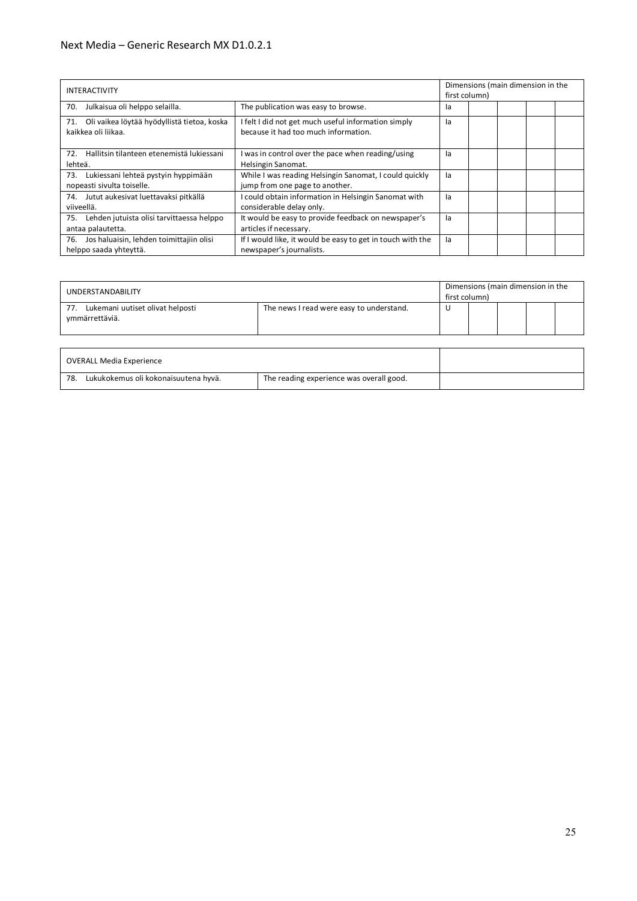| INTERACTIVITY | | Dimensions (main dimension in the first column) | | | | |
|---|---|---|---|---|---|---|
| 70. Julkaisua oli helppo selailla. | The publication was easy to browse. | Ia | | | | |
| 71. Oli vaikea löytää hyödyllistä tietoa, koska kaikkea oli liikaa. | I felt I did not get much useful information simply because it had too much information. | Ia | | | | |
| 72. Hallitsin tilanteen etenemistä lukiessani lehteä. | I was in control over the pace when reading/using Helsingin Sanomat. | Ia | | | | |
| 73. Lukiessani lehteä pystyin hyppimään nopeasti sivulta toiselle. | While I was reading Helsingin Sanomat, I could quickly jump from one page to another. | Ia | | | | |
| 74. Jutut aukesivat luettavaksi pitkällä viiveellä. | I could obtain information in Helsingin Sanomat with considerable delay only. | Ia | | | | |
| 75. Lehden jutuista olisi tarvittaessa helppo antaa palautetta. | It would be easy to provide feedback on newspaper's articles if necessary. | Ia | | | | |
| 76. Jos haluaisin, lehden toimittajiin olisi helppo saada yhteyttä. | If I would like, it would be easy to get in touch with the newspaper's journalists. | Ia | | | | |

| UNDERSTANDABILITY | | Dimensions (main dimension in the first column) | | | | |
|---|---|---|---|---|---|---|
| 77. Lukemani uutiset olivat helposti ymmärrettäviä. | The news I read were easy to understand. | U | | | | |

| OVERALL Media Experience | | |
|---|---|---|
| 78. Lukukokemus oli kokonaisuutena hyvä. | The reading experience was overall good. | |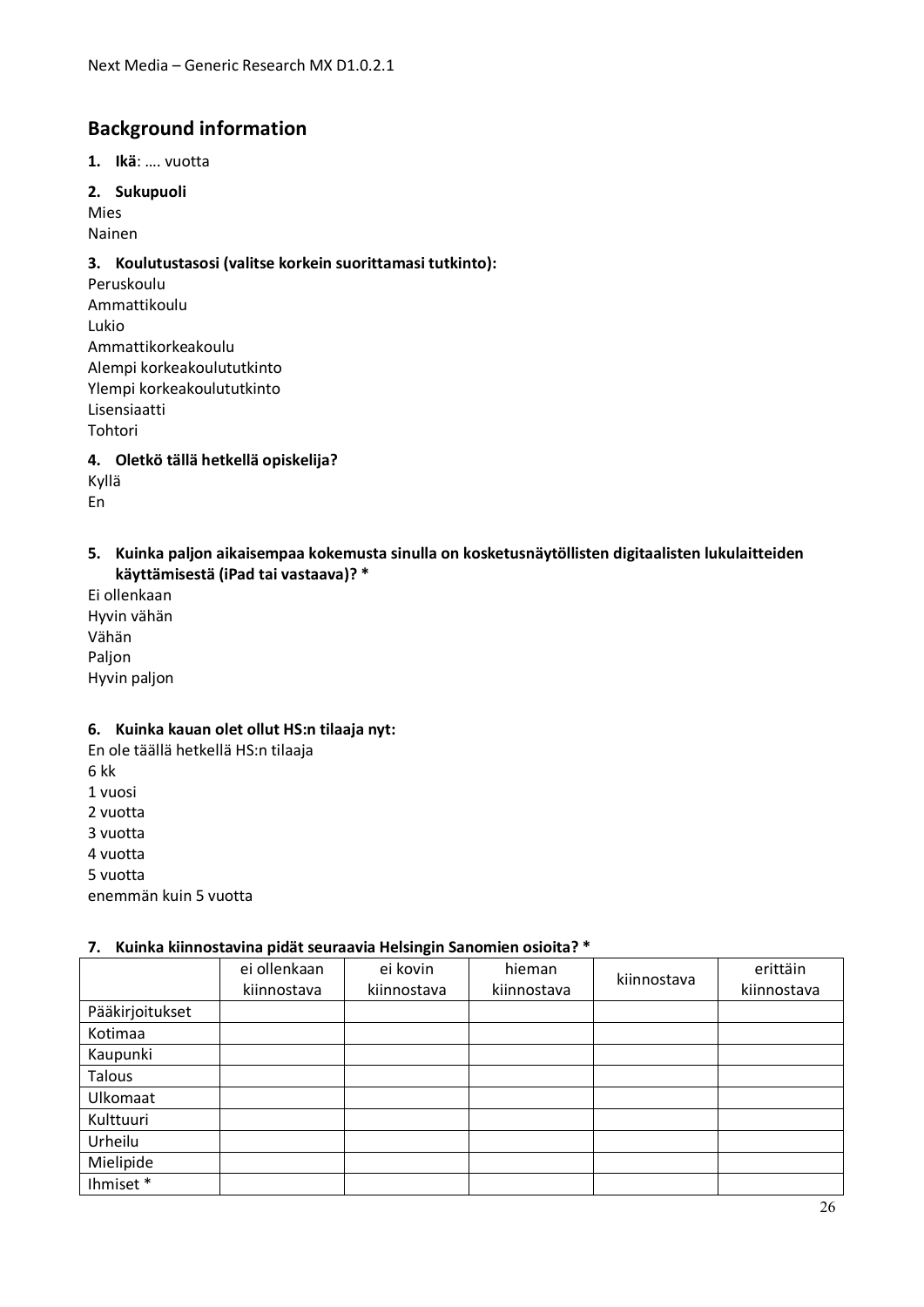## Background information

1. **Ikä**: …. vuotta

2. **Sukupuoli**

Mies
Nainen

3. **Koulutustasosi (valitse korkein suorittamasi tutkinto):**

Peruskoulu
Ammattikoulu
Lukio
Ammattikorkeakoulu
Alempi korkeakoulututkinto
Ylempi korkeakoulututkinto
Lisensiaatti
Tohtori

4. **Oletkö tällä hetkellä opiskelija?**

Kyllä
En

5. **Kuinka paljon aikaisempaa kokemusta sinulla on kosketusnäytöllisten digitaalisten lukulaitteiden käyttämisestä (iPad tai vastaava)? \***

Ei ollenkaan
Hyvin vähän
Vähän
Paljon
Hyvin paljon

6. **Kuinka kauan olet ollut HS:n tilaaja nyt:**

En ole täällä hetkellä HS:n tilaaja
6 kk
1 vuosi
2 vuotta
3 vuotta
4 vuotta
5 vuotta
enemmän kuin 5 vuotta

7. **Kuinka kiinnostavina pidät seuraavia Helsingin Sanomien osioita? \***

| | ei ollenkaan kiinnostava | ei kovin kiinnostava | hieman kiinnostava | kiinnostava | erittäin kiinnostava |
|---|---|---|---|---|---|
| Pääkirjoitukset | | | | | |
| Kotimaa | | | | | |
| Kaupunki | | | | | |
| Talous | | | | | |
| Ulkomaat | | | | | |
| Kulttuuri | | | | | |
| Urheilu | | | | | |
| Mielipide | | | | | |
| Ihmiset * | | | | | |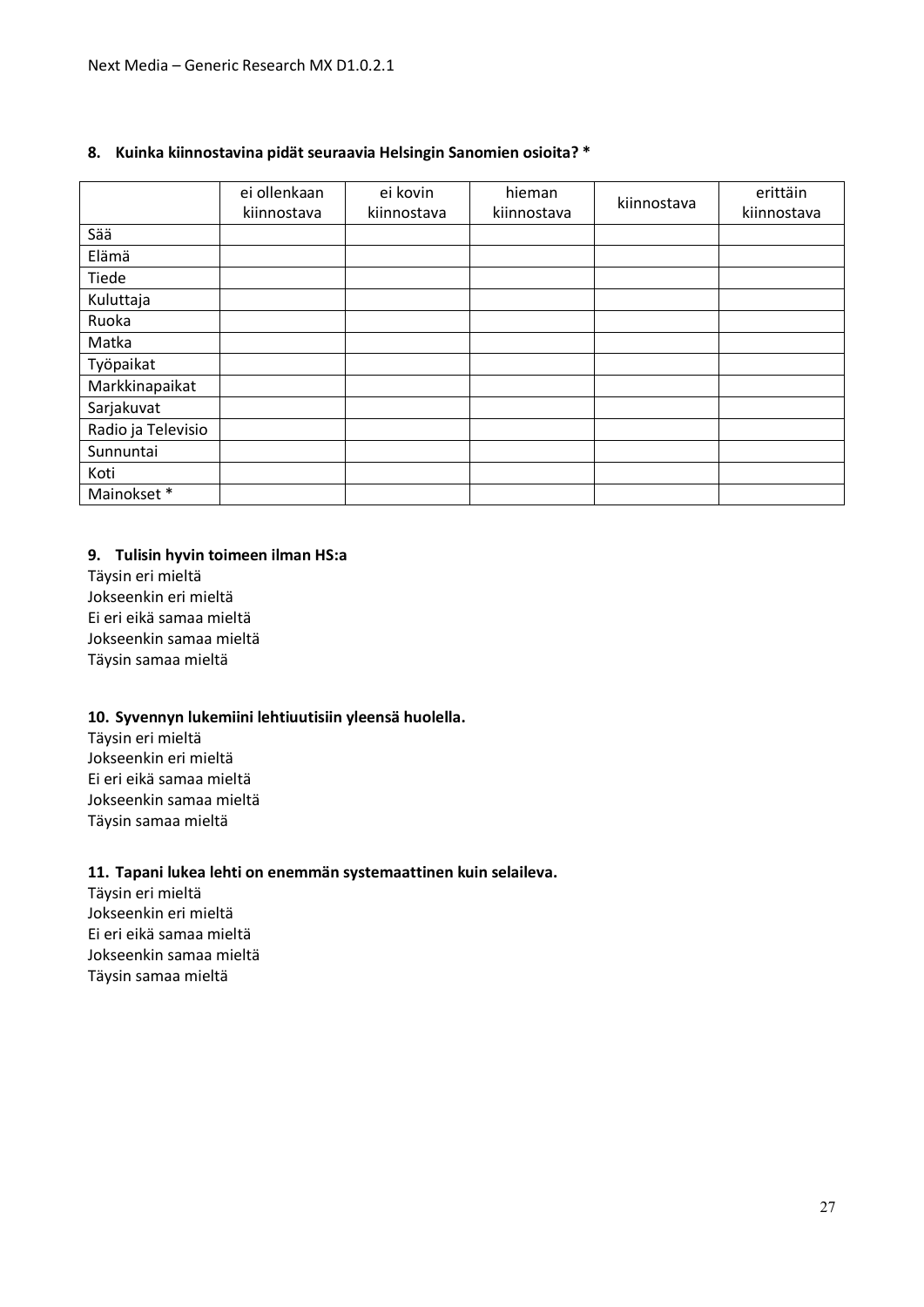**8. Kuinka kiinnostavina pidät seuraavia Helsingin Sanomien osioita? ***

| | ei ollenkaan kiinnostava | ei kovin kiinnostava | hieman kiinnostava | kiinnostava | erittäin kiinnostava |
|---|---|---|---|---|---|
| Sää | | | | | |
| Elämä | | | | | |
| Tiede | | | | | |
| Kuluttaja | | | | | |
| Ruoka | | | | | |
| Matka | | | | | |
| Työpaikat | | | | | |
| Markkinapaikat | | | | | |
| Sarjakuvat | | | | | |
| Radio ja Televisio | | | | | |
| Sunnuntai | | | | | |
| Koti | | | | | |
| Mainokset * | | | | | |

**9. Tulisin hyvin toimeen ilman HS:a**

Täysin eri mieltä
Jokseenkin eri mieltä
Ei eri eikä samaa mieltä
Jokseenkin samaa mieltä
Täysin samaa mieltä

**10. Syvennyn lukemiini lehtiuutisiin yleensä huolella.**

Täysin eri mieltä
Jokseenkin eri mieltä
Ei eri eikä samaa mieltä
Jokseenkin samaa mieltä
Täysin samaa mieltä

**11. Tapani lukea lehti on enemmän systemaattinen kuin selaileva.**

Täysin eri mieltä
Jokseenkin eri mieltä
Ei eri eikä samaa mieltä
Jokseenkin samaa mieltä
Täysin samaa mieltä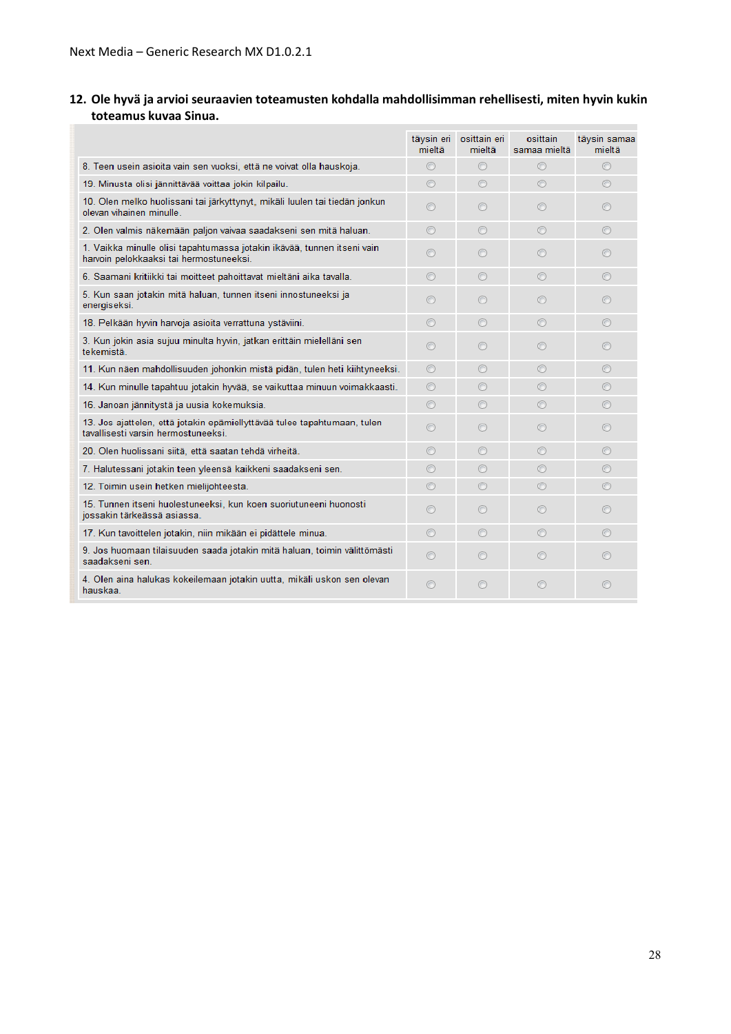**12. Ole hyvä ja arvioi seuraavien toteamusten kohdalla mahdollisimman rehellisesti, miten hyvin kukin toteamus kuvaa Sinua.**

| | täysin eri mieltä | osittain eri mieltä | osittain samaa mieltä | täysin samaa mieltä |
|---|---|---|---|---|
| 8. Teen usein asioita vain sen vuoksi, että ne voivat olla hauskoja. | ○ | ○ | ○ | ○ |
| 19. Minusta olisi jännittävää voittaa jokin kilpailu. | ○ | ○ | ○ | ○ |
| 10. Olen melko huolissani tai järkyttynyt, mikäli luulen tai tiedän jonkun olevan vihainen minulle. | ○ | ○ | ○ | ○ |
| 2. Olen valmis näkemään paljon vaivaa saadakseni sen mitä haluan. | ○ | ○ | ○ | ○ |
| 1. Vaikka minulle olisi tapahtumassa jotakin ikävää, tunnen itseni vain harvoin pelokkaaksi tai hermostuneeksi. | ○ | ○ | ○ | ○ |
| 6. Saamani kritiikki tai moitteet pahoittavat mieltäni aika tavalla. | ○ | ○ | ○ | ○ |
| 5. Kun saan jotakin mitä haluan, tunnen itseni innostuneeksi ja energiseksi. | ○ | ○ | ○ | ○ |
| 18. Pelkään hyvin harvoja asioita verrattuna ystäviini. | ○ | ○ | ○ | ○ |
| 3. Kun jokin asia sujuu minulta hyvin, jatkan erittäin mielelläni sen tekemistä. | ○ | ○ | ○ | ○ |
| 11. Kun näen mahdollisuuden johonkin mistä pidän, tulen heti kiihtyneeksi. | ○ | ○ | ○ | ○ |
| 14. Kun minulle tapahtuu jotakin hyvää, se vaikuttaa minuun voimakkaasti. | ○ | ○ | ○ | ○ |
| 16. Janoan jännitystä ja uusia kokemuksia. | ○ | ○ | ○ | ○ |
| 13. Jos ajattelen, että jotakin epämiellyttävää tulee tapahtumaan, tulen tavallisesti varsin hermostuneeksi. | ○ | ○ | ○ | ○ |
| 20. Olen huolissani siitä, että saatan tehdä virheitä. | ○ | ○ | ○ | ○ |
| 7. Halutessani jotakin teen yleensä kaikkeni saadakseni sen. | ○ | ○ | ○ | ○ |
| 12. Toimin usein hetken mielijohteesta. | ○ | ○ | ○ | ○ |
| 15. Tunnen itseni huolestuneeksi, kun koen suoriutuneeni huonosti jossakin tärkeässä asiassa. | ○ | ○ | ○ | ○ |
| 17. Kun tavoittelen jotakin, niin mikään ei pidättele minua. | ○ | ○ | ○ | ○ |
| 9. Jos huomaan tilaisuuden saada jotakin mitä haluan, toimin välittömästi saadakseni sen. | ○ | ○ | ○ | ○ |
| 4. Olen aina halukas kokeilemaan jotakin uutta, mikäli uskon sen olevan hauskaa. | ○ | ○ | ○ | ○ |